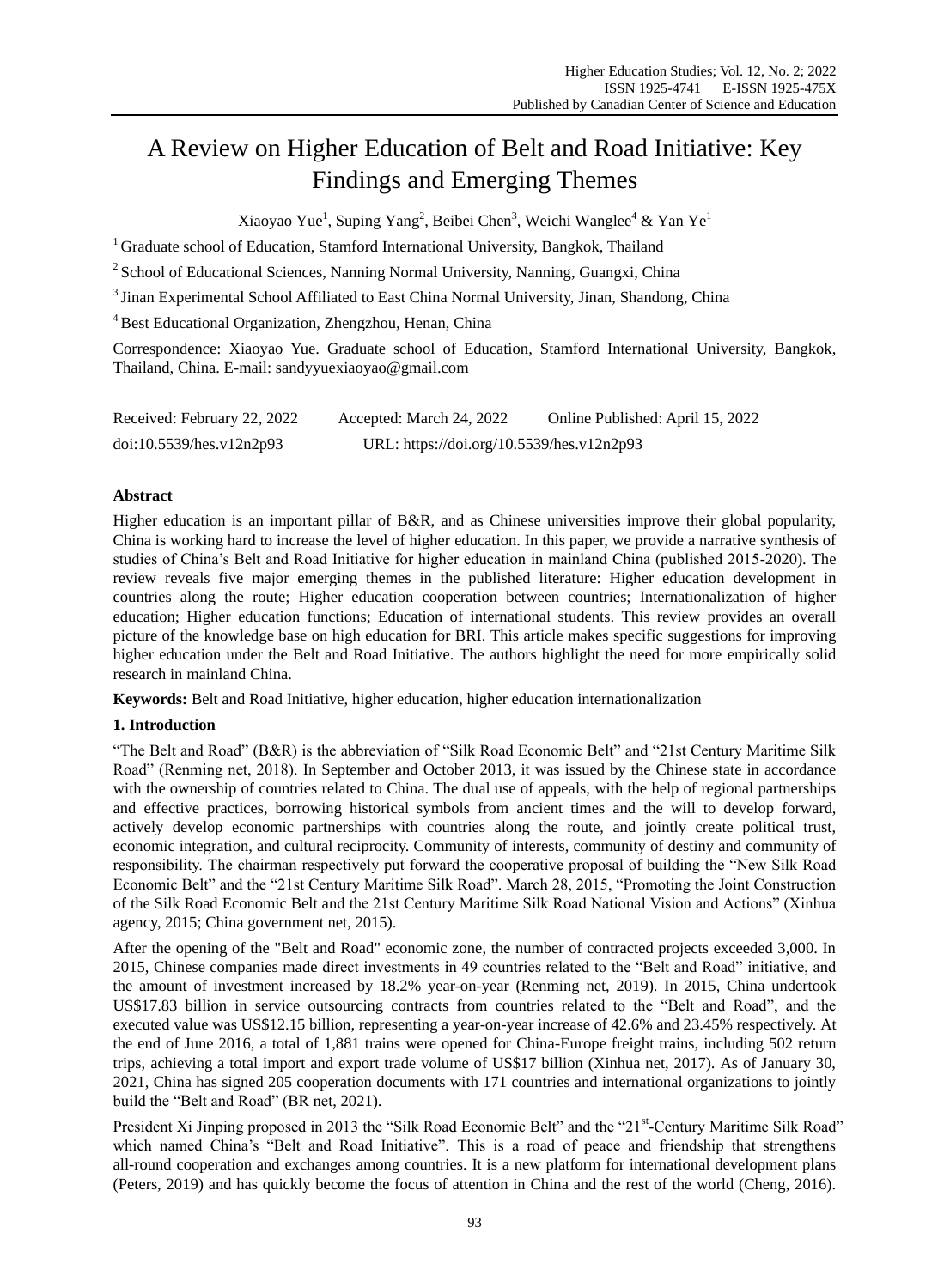# A Review on Higher Education of Belt and Road Initiative: Key Findings and Emerging Themes

Xiaoyao Yue[1], Suping Yang[2], Beibei Chen[3], Weichi Wanglee[4] & Yan Ye[1]

[1] Graduate school of Education, Stamford International University, Bangkok, Thailand

[2] School of Educational Sciences, Nanning Normal University, Nanning, Guangxi, China

[3] Jinan Experimental School Affiliated to East China Normal University, Jinan, Shandong, China

[4] Best Educational Organization, Zhengzhou, Henan, China

Correspondence: Xiaoyao Yue. Graduate school of Education, Stamford International University, Bangkok, Thailand, China. E-mail: sandyyuexiaoyao@gmail.com

Received: February 22, 2022   Accepted: March 24, 2022   Online Published: April 15, 2022

doi:10.5539/hes.v12n2p93   URL: https://doi.org/10.5539/hes.v12n2p93

## Abstract

Higher education is an important pillar of B&R, and as Chinese universities improve their global popularity, China is working hard to increase the level of higher education. In this paper, we provide a narrative synthesis of studies of China's Belt and Road Initiative for higher education in mainland China (published 2015-2020). The review reveals five major emerging themes in the published literature: Higher education development in countries along the route; Higher education cooperation between countries; Internationalization of higher education; Higher education functions; Education of international students. This review provides an overall picture of the knowledge base on high education for BRI. This article makes specific suggestions for improving higher education under the Belt and Road Initiative. The authors highlight the need for more empirically solid research in mainland China.

**Keywords:** Belt and Road Initiative, higher education, higher education internationalization

## 1. Introduction

"The Belt and Road" (B&R) is the abbreviation of "Silk Road Economic Belt" and "21st Century Maritime Silk Road" (Renming net, 2018). In September and October 2013, it was issued by the Chinese state in accordance with the ownership of countries related to China. The dual use of appeals, with the help of regional partnerships and effective practices, borrowing historical symbols from ancient times and the will to develop forward, actively develop economic partnerships with countries along the route, and jointly create political trust, economic integration, and cultural reciprocity. Community of interests, community of destiny and community of responsibility. The chairman respectively put forward the cooperative proposal of building the "New Silk Road Economic Belt" and the "21st Century Maritime Silk Road". March 28, 2015, "Promoting the Joint Construction of the Silk Road Economic Belt and the 21st Century Maritime Silk Road National Vision and Actions" (Xinhua agency, 2015; China government net, 2015).

After the opening of the "Belt and Road" economic zone, the number of contracted projects exceeded 3,000. In 2015, Chinese companies made direct investments in 49 countries related to the "Belt and Road" initiative, and the amount of investment increased by 18.2% year-on-year (Renming net, 2019). In 2015, China undertook US$17.83 billion in service outsourcing contracts from countries related to the "Belt and Road", and the executed value was US$12.15 billion, representing a year-on-year increase of 42.6% and 23.45% respectively. At the end of June 2016, a total of 1,881 trains were opened for China-Europe freight trains, including 502 return trips, achieving a total import and export trade volume of US$17 billion (Xinhua net, 2017). As of January 30, 2021, China has signed 205 cooperation documents with 171 countries and international organizations to jointly build the "Belt and Road" (BR net, 2021).

President Xi Jinping proposed in 2013 the "Silk Road Economic Belt" and the "21st-Century Maritime Silk Road" which named China's "Belt and Road Initiative". This is a road of peace and friendship that strengthens all-round cooperation and exchanges among countries. It is a new platform for international development plans (Peters, 2019) and has quickly become the focus of attention in China and the rest of the world (Cheng, 2016).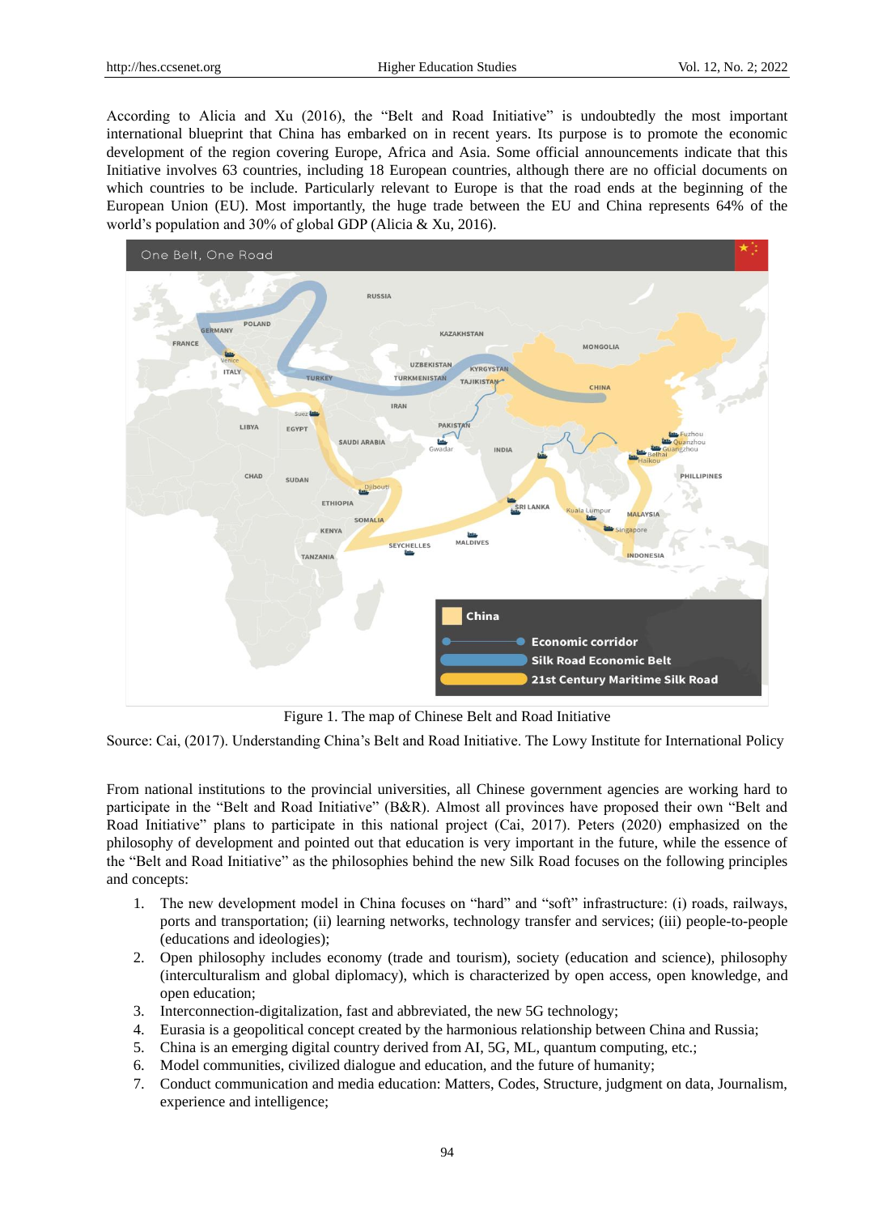According to Alicia and Xu (2016), the "Belt and Road Initiative" is undoubtedly the most important international blueprint that China has embarked on in recent years. Its purpose is to promote the economic development of the region covering Europe, Africa and Asia. Some official announcements indicate that this Initiative involves 63 countries, including 18 European countries, although there are no official documents on which countries to be include. Particularly relevant to Europe is that the road ends at the beginning of the European Union (EU). Most importantly, the huge trade between the EU and China represents 64% of the world's population and 30% of global GDP (Alicia & Xu, 2016).

Figure 1. The map of Chinese Belt and Road Initiative

Source: Cai, (2017). Understanding China's Belt and Road Initiative. The Lowy Institute for International Policy

From national institutions to the provincial universities, all Chinese government agencies are working hard to participate in the "Belt and Road Initiative" (B&R). Almost all provinces have proposed their own "Belt and Road Initiative" plans to participate in this national project (Cai, 2017). Peters (2020) emphasized on the philosophy of development and pointed out that education is very important in the future, while the essence of the "Belt and Road Initiative" as the philosophies behind the new Silk Road focuses on the following principles and concepts:

1. The new development model in China focuses on "hard" and "soft" infrastructure: (i) roads, railways, ports and transportation; (ii) learning networks, technology transfer and services; (iii) people-to-people (educations and ideologies);
2. Open philosophy includes economy (trade and tourism), society (education and science), philosophy (interculturalism and global diplomacy), which is characterized by open access, open knowledge, and open education;
3. Interconnection-digitalization, fast and abbreviated, the new 5G technology;
4. Eurasia is a geopolitical concept created by the harmonious relationship between China and Russia;
5. China is an emerging digital country derived from AI, 5G, ML, quantum computing, etc.;
6. Model communities, civilized dialogue and education, and the future of humanity;
7. Conduct communication and media education: Matters, Codes, Structure, judgment on data, Journalism, experience and intelligence;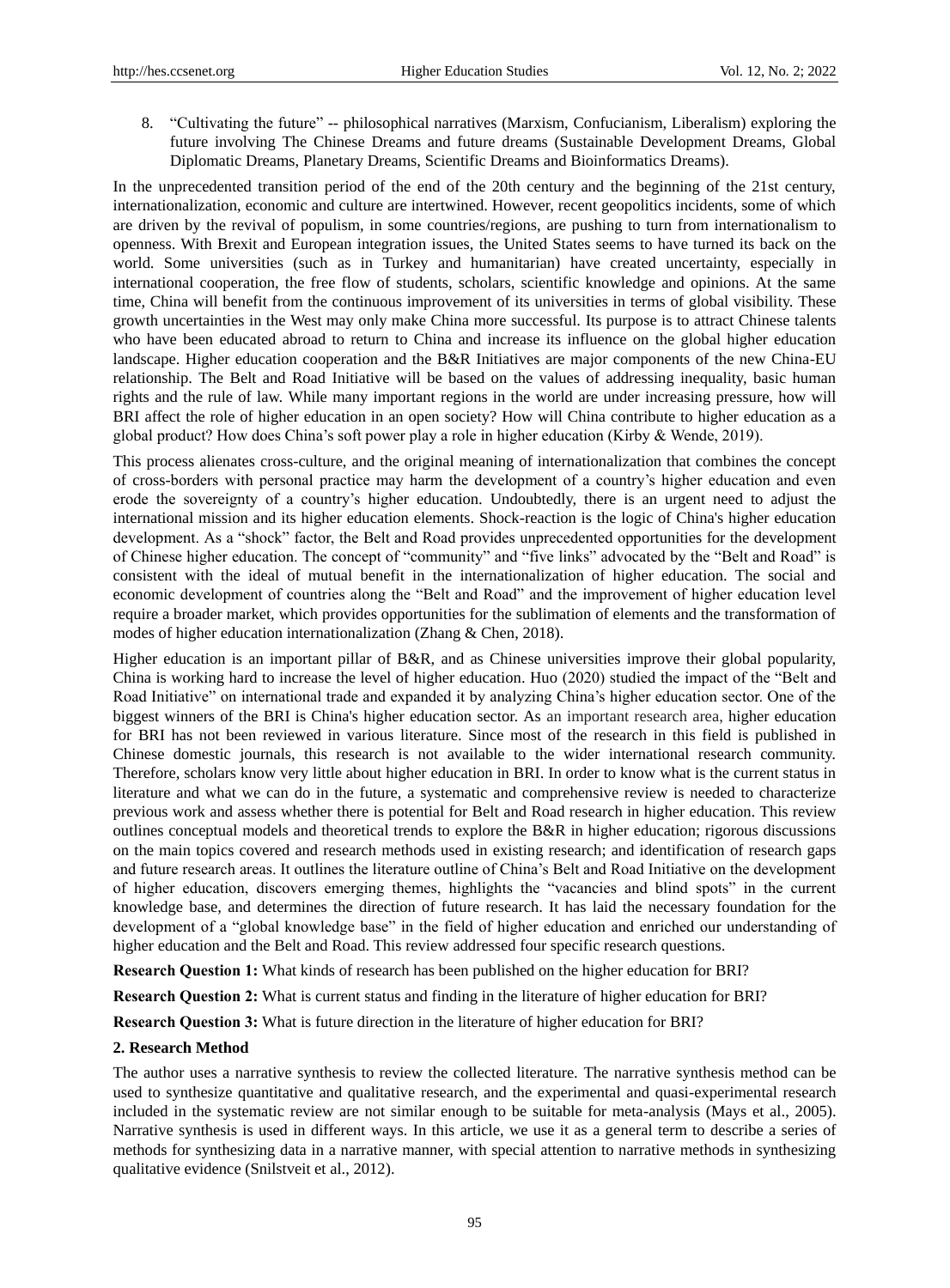8. "Cultivating the future" -- philosophical narratives (Marxism, Confucianism, Liberalism) exploring the future involving The Chinese Dreams and future dreams (Sustainable Development Dreams, Global Diplomatic Dreams, Planetary Dreams, Scientific Dreams and Bioinformatics Dreams).

In the unprecedented transition period of the end of the 20th century and the beginning of the 21st century, internationalization, economic and culture are intertwined. However, recent geopolitics incidents, some of which are driven by the revival of populism, in some countries/regions, are pushing to turn from internationalism to openness. With Brexit and European integration issues, the United States seems to have turned its back on the world. Some universities (such as in Turkey and humanitarian) have created uncertainty, especially in international cooperation, the free flow of students, scholars, scientific knowledge and opinions. At the same time, China will benefit from the continuous improvement of its universities in terms of global visibility. These growth uncertainties in the West may only make China more successful. Its purpose is to attract Chinese talents who have been educated abroad to return to China and increase its influence on the global higher education landscape. Higher education cooperation and the B&R Initiatives are major components of the new China-EU relationship. The Belt and Road Initiative will be based on the values of addressing inequality, basic human rights and the rule of law. While many important regions in the world are under increasing pressure, how will BRI affect the role of higher education in an open society? How will China contribute to higher education as a global product? How does China's soft power play a role in higher education (Kirby & Wende, 2019).

This process alienates cross-culture, and the original meaning of internationalization that combines the concept of cross-borders with personal practice may harm the development of a country's higher education and even erode the sovereignty of a country's higher education. Undoubtedly, there is an urgent need to adjust the international mission and its higher education elements. Shock-reaction is the logic of China's higher education development. As a "shock" factor, the Belt and Road provides unprecedented opportunities for the development of Chinese higher education. The concept of "community" and "five links" advocated by the "Belt and Road" is consistent with the ideal of mutual benefit in the internationalization of higher education. The social and economic development of countries along the "Belt and Road" and the improvement of higher education level require a broader market, which provides opportunities for the sublimation of elements and the transformation of modes of higher education internationalization (Zhang & Chen, 2018).

Higher education is an important pillar of B&R, and as Chinese universities improve their global popularity, China is working hard to increase the level of higher education. Huo (2020) studied the impact of the "Belt and Road Initiative" on international trade and expanded it by analyzing China's higher education sector. One of the biggest winners of the BRI is China's higher education sector. As an important research area, higher education for BRI has not been reviewed in various literature. Since most of the research in this field is published in Chinese domestic journals, this research is not available to the wider international research community. Therefore, scholars know very little about higher education in BRI. In order to know what is the current status in literature and what we can do in the future, a systematic and comprehensive review is needed to characterize previous work and assess whether there is potential for Belt and Road research in higher education. This review outlines conceptual models and theoretical trends to explore the B&R in higher education; rigorous discussions on the main topics covered and research methods used in existing research; and identification of research gaps and future research areas. It outlines the literature outline of China's Belt and Road Initiative on the development of higher education, discovers emerging themes, highlights the "vacancies and blind spots" in the current knowledge base, and determines the direction of future research. It has laid the necessary foundation for the development of a "global knowledge base" in the field of higher education and enriched our understanding of higher education and the Belt and Road. This review addressed four specific research questions.

**Research Question 1:** What kinds of research has been published on the higher education for BRI?

**Research Question 2:** What is current status and finding in the literature of higher education for BRI?

**Research Question 3:** What is future direction in the literature of higher education for BRI?

## 2. Research Method

The author uses a narrative synthesis to review the collected literature. The narrative synthesis method can be used to synthesize quantitative and qualitative research, and the experimental and quasi-experimental research included in the systematic review are not similar enough to be suitable for meta-analysis (Mays et al., 2005). Narrative synthesis is used in different ways. In this article, we use it as a general term to describe a series of methods for synthesizing data in a narrative manner, with special attention to narrative methods in synthesizing qualitative evidence (Snilstveit et al., 2012).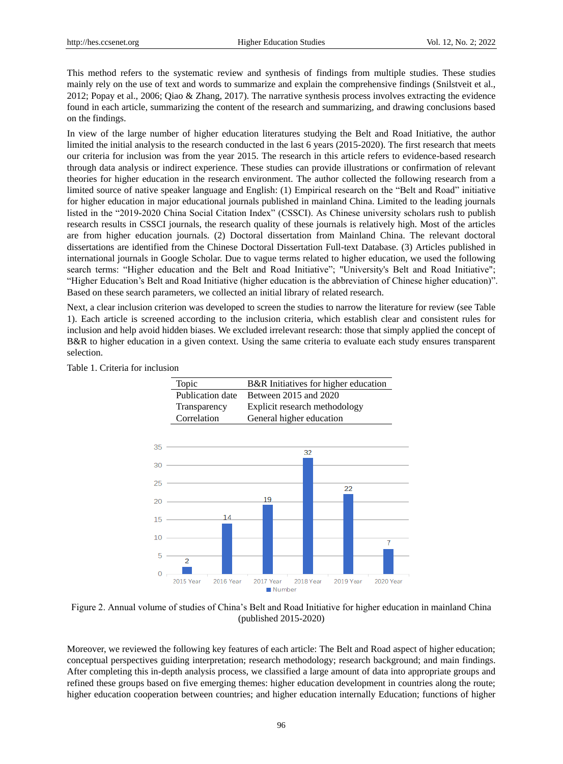This method refers to the systematic review and synthesis of findings from multiple studies. These studies mainly rely on the use of text and words to summarize and explain the comprehensive findings (Snilstveit et al., 2012; Popay et al., 2006; Qiao & Zhang, 2017). The narrative synthesis process involves extracting the evidence found in each article, summarizing the content of the research and summarizing, and drawing conclusions based on the findings.

In view of the large number of higher education literatures studying the Belt and Road Initiative, the author limited the initial analysis to the research conducted in the last 6 years (2015-2020). The first research that meets our criteria for inclusion was from the year 2015. The research in this article refers to evidence-based research through data analysis or indirect experience. These studies can provide illustrations or confirmation of relevant theories for higher education in the research environment. The author collected the following research from a limited source of native speaker language and English: (1) Empirical research on the "Belt and Road" initiative for higher education in major educational journals published in mainland China. Limited to the leading journals listed in the "2019-2020 China Social Citation Index" (CSSCI). As Chinese university scholars rush to publish research results in CSSCI journals, the research quality of these journals is relatively high. Most of the articles are from higher education journals. (2) Doctoral dissertation from Mainland China. The relevant doctoral dissertations are identified from the Chinese Doctoral Dissertation Full-text Database. (3) Articles published in international journals in Google Scholar. Due to vague terms related to higher education, we used the following search terms: "Higher education and the Belt and Road Initiative"; "University's Belt and Road Initiative"; "Higher Education's Belt and Road Initiative (higher education is the abbreviation of Chinese higher education)". Based on these search parameters, we collected an initial library of related research.

Next, a clear inclusion criterion was developed to screen the studies to narrow the literature for review (see Table 1). Each article is screened according to the inclusion criteria, which establish clear and consistent rules for inclusion and help avoid hidden biases. We excluded irrelevant research: those that simply applied the concept of B&R to higher education in a given context. Using the same criteria to evaluate each study ensures transparent selection.

Table 1. Criteria for inclusion

| Topic | B&R Initiatives for higher education |
|---|---|
| Publication date | Between 2015 and 2020 |
| Transparency | Explicit research methodology |
| Correlation | General higher education |

| Year | Number |
|---|---|
| 2015 Year | 2 |
| 2016 Year | 14 |
| 2017 Year | 19 |
| 2018 Year | 32 |
| 2019 Year | 22 |
| 2020 Year | 7 |

Figure 2. Annual volume of studies of China's Belt and Road Initiative for higher education in mainland China (published 2015-2020)

Moreover, we reviewed the following key features of each article: The Belt and Road aspect of higher education; conceptual perspectives guiding interpretation; research methodology; research background; and main findings. After completing this in-depth analysis process, we classified a large amount of data into appropriate groups and refined these groups based on five emerging themes: higher education development in countries along the route; higher education cooperation between countries; and higher education internally Education; functions of higher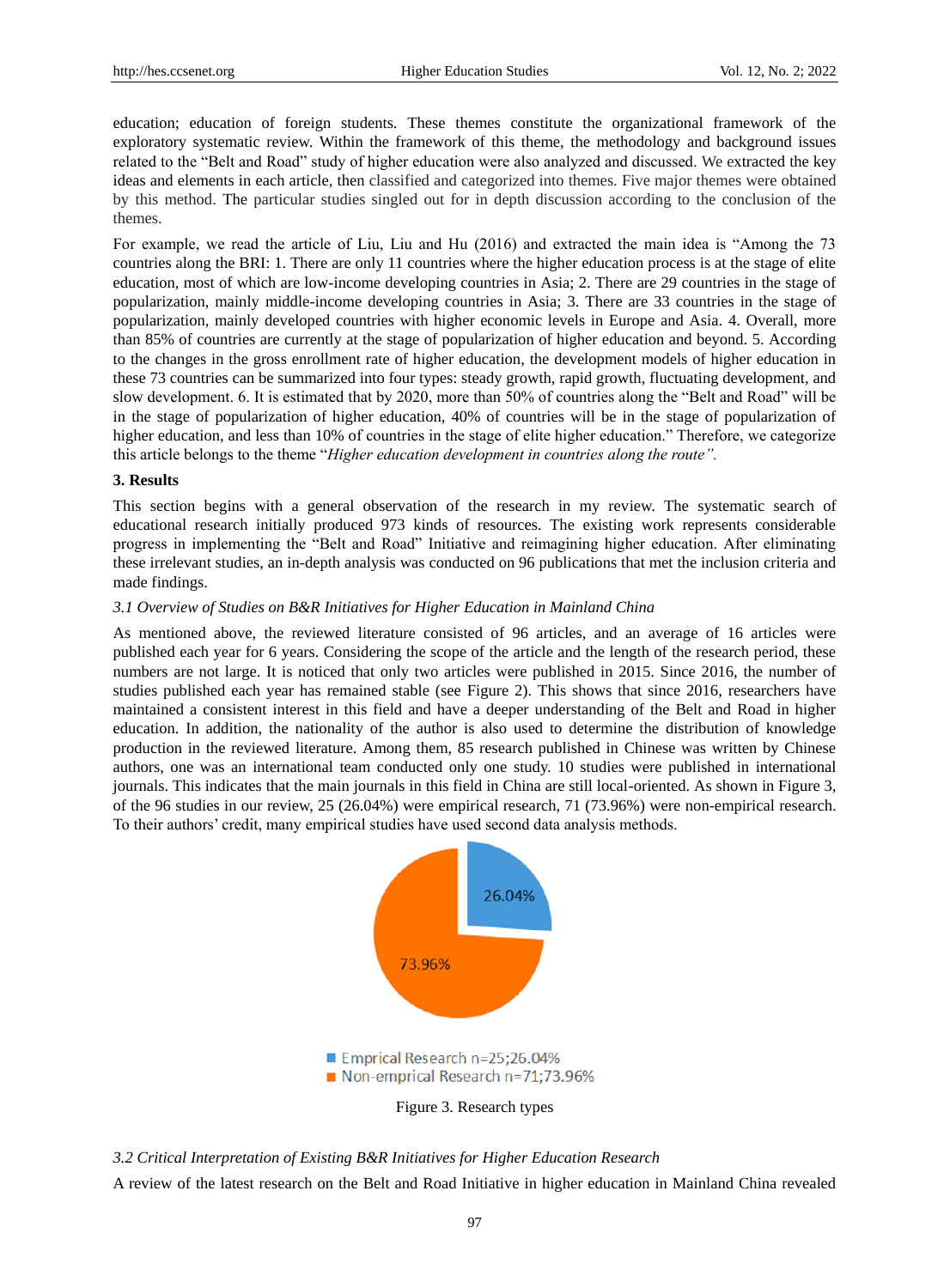education; education of foreign students. These themes constitute the organizational framework of the exploratory systematic review. Within the framework of this theme, the methodology and background issues related to the "Belt and Road" study of higher education were also analyzed and discussed. We extracted the key ideas and elements in each article, then classified and categorized into themes. Five major themes were obtained by this method. The particular studies singled out for in depth discussion according to the conclusion of the themes.

For example, we read the article of Liu, Liu and Hu (2016) and extracted the main idea is "Among the 73 countries along the BRI: 1. There are only 11 countries where the higher education process is at the stage of elite education, most of which are low-income developing countries in Asia; 2. There are 29 countries in the stage of popularization, mainly middle-income developing countries in Asia; 3. There are 33 countries in the stage of popularization, mainly developed countries with higher economic levels in Europe and Asia. 4. Overall, more than 85% of countries are currently at the stage of popularization of higher education and beyond. 5. According to the changes in the gross enrollment rate of higher education, the development models of higher education in these 73 countries can be summarized into four types: steady growth, rapid growth, fluctuating development, and slow development. 6. It is estimated that by 2020, more than 50% of countries along the "Belt and Road" will be in the stage of popularization of higher education, 40% of countries will be in the stage of popularization of higher education, and less than 10% of countries in the stage of elite higher education." Therefore, we categorize this article belongs to the theme "*Higher education development in countries along the route".*

## 3. Results

This section begins with a general observation of the research in my review. The systematic search of educational research initially produced 973 kinds of resources. The existing work represents considerable progress in implementing the "Belt and Road" Initiative and reimagining higher education. After eliminating these irrelevant studies, an in-depth analysis was conducted on 96 publications that met the inclusion criteria and made findings.

### *3.1 Overview of Studies on B&R Initiatives for Higher Education in Mainland China*

As mentioned above, the reviewed literature consisted of 96 articles, and an average of 16 articles were published each year for 6 years. Considering the scope of the article and the length of the research period, these numbers are not large. It is noticed that only two articles were published in 2015. Since 2016, the number of studies published each year has remained stable (see Figure 2). This shows that since 2016, researchers have maintained a consistent interest in this field and have a deeper understanding of the Belt and Road in higher education. In addition, the nationality of the author is also used to determine the distribution of knowledge production in the reviewed literature. Among them, 85 research published in Chinese was written by Chinese authors, one was an international team conducted only one study. 10 studies were published in international journals. This indicates that the main journals in this field in China are still local-oriented. As shown in Figure 3, of the 96 studies in our review, 25 (26.04%) were empirical research, 71 (73.96%) were non-empirical research. To their authors' credit, many empirical studies have used second data analysis methods.

26.04%

73.96%

Emprical Research n=25;26.04%
Non-emprical Research n=71;73.96%

Figure 3. Research types

### *3.2 Critical Interpretation of Existing B&R Initiatives for Higher Education Research*

A review of the latest research on the Belt and Road Initiative in higher education in Mainland China revealed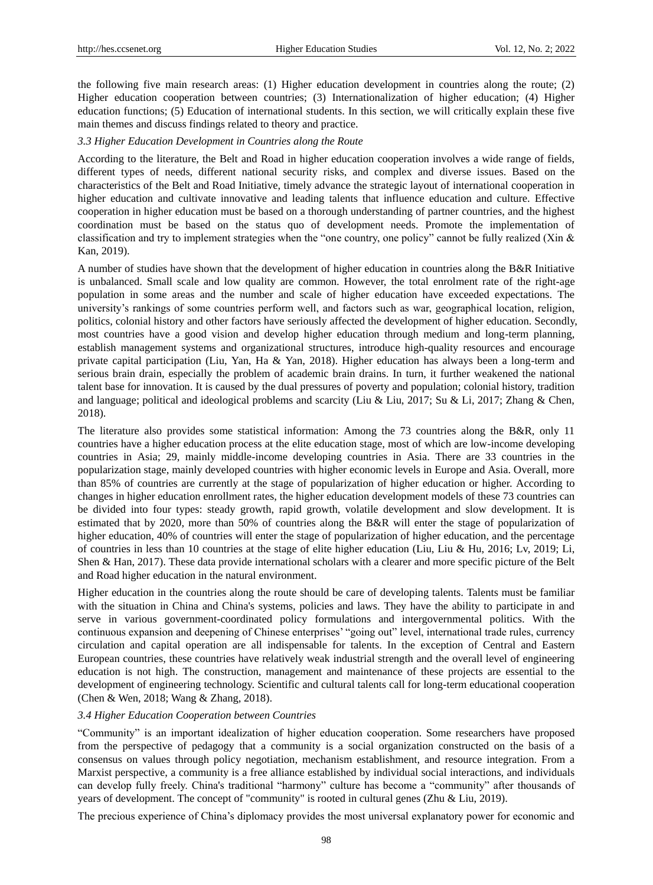the following five main research areas: (1) Higher education development in countries along the route; (2) Higher education cooperation between countries; (3) Internationalization of higher education; (4) Higher education functions; (5) Education of international students. In this section, we will critically explain these five main themes and discuss findings related to theory and practice.

### *3.3 Higher Education Development in Countries along the Route*

According to the literature, the Belt and Road in higher education cooperation involves a wide range of fields, different types of needs, different national security risks, and complex and diverse issues. Based on the characteristics of the Belt and Road Initiative, timely advance the strategic layout of international cooperation in higher education and cultivate innovative and leading talents that influence education and culture. Effective cooperation in higher education must be based on a thorough understanding of partner countries, and the highest coordination must be based on the status quo of development needs. Promote the implementation of classification and try to implement strategies when the "one country, one policy" cannot be fully realized (Xin & Kan, 2019).

A number of studies have shown that the development of higher education in countries along the B&R Initiative is unbalanced. Small scale and low quality are common. However, the total enrolment rate of the right-age population in some areas and the number and scale of higher education have exceeded expectations. The university's rankings of some countries perform well, and factors such as war, geographical location, religion, politics, colonial history and other factors have seriously affected the development of higher education. Secondly, most countries have a good vision and develop higher education through medium and long-term planning, establish management systems and organizational structures, introduce high-quality resources and encourage private capital participation (Liu, Yan, Ha & Yan, 2018). Higher education has always been a long-term and serious brain drain, especially the problem of academic brain drains. In turn, it further weakened the national talent base for innovation. It is caused by the dual pressures of poverty and population; colonial history, tradition and language; political and ideological problems and scarcity (Liu & Liu, 2017; Su & Li, 2017; Zhang & Chen, 2018).

The literature also provides some statistical information: Among the 73 countries along the B&R, only 11 countries have a higher education process at the elite education stage, most of which are low-income developing countries in Asia; 29, mainly middle-income developing countries in Asia. There are 33 countries in the popularization stage, mainly developed countries with higher economic levels in Europe and Asia. Overall, more than 85% of countries are currently at the stage of popularization of higher education or higher. According to changes in higher education enrollment rates, the higher education development models of these 73 countries can be divided into four types: steady growth, rapid growth, volatile development and slow development. It is estimated that by 2020, more than 50% of countries along the B&R will enter the stage of popularization of higher education, 40% of countries will enter the stage of popularization of higher education, and the percentage of countries in less than 10 countries at the stage of elite higher education (Liu, Liu & Hu, 2016; Lv, 2019; Li, Shen & Han, 2017). These data provide international scholars with a clearer and more specific picture of the Belt and Road higher education in the natural environment.

Higher education in the countries along the route should be care of developing talents. Talents must be familiar with the situation in China and China's systems, policies and laws. They have the ability to participate in and serve in various government-coordinated policy formulations and intergovernmental politics. With the continuous expansion and deepening of Chinese enterprises' "going out" level, international trade rules, currency circulation and capital operation are all indispensable for talents. In the exception of Central and Eastern European countries, these countries have relatively weak industrial strength and the overall level of engineering education is not high. The construction, management and maintenance of these projects are essential to the development of engineering technology. Scientific and cultural talents call for long-term educational cooperation (Chen & Wen, 2018; Wang & Zhang, 2018).

### *3.4 Higher Education Cooperation between Countries*

"Community" is an important idealization of higher education cooperation. Some researchers have proposed from the perspective of pedagogy that a community is a social organization constructed on the basis of a consensus on values through policy negotiation, mechanism establishment, and resource integration. From a Marxist perspective, a community is a free alliance established by individual social interactions, and individuals can develop fully freely. China's traditional "harmony" culture has become a "community" after thousands of years of development. The concept of "community" is rooted in cultural genes (Zhu & Liu, 2019).

The precious experience of China's diplomacy provides the most universal explanatory power for economic and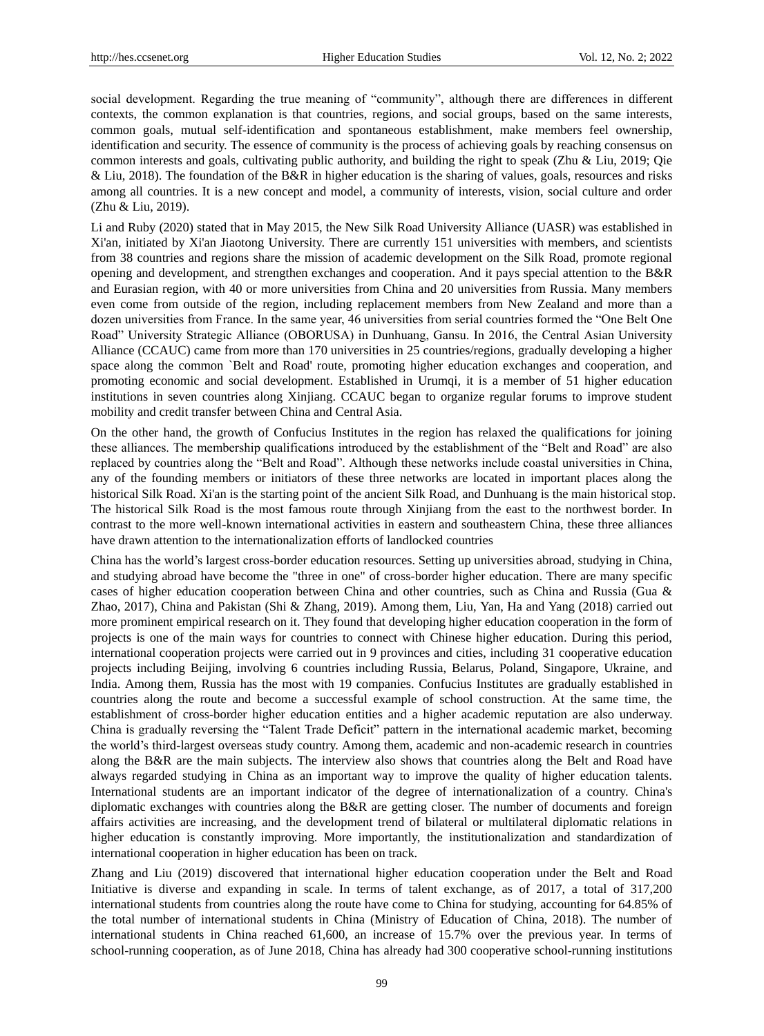social development. Regarding the true meaning of "community", although there are differences in different contexts, the common explanation is that countries, regions, and social groups, based on the same interests, common goals, mutual self-identification and spontaneous establishment, make members feel ownership, identification and security. The essence of community is the process of achieving goals by reaching consensus on common interests and goals, cultivating public authority, and building the right to speak (Zhu & Liu, 2019; Qie & Liu, 2018). The foundation of the B&R in higher education is the sharing of values, goals, resources and risks among all countries. It is a new concept and model, a community of interests, vision, social culture and order (Zhu & Liu, 2019).

Li and Ruby (2020) stated that in May 2015, the New Silk Road University Alliance (UASR) was established in Xi'an, initiated by Xi'an Jiaotong University. There are currently 151 universities with members, and scientists from 38 countries and regions share the mission of academic development on the Silk Road, promote regional opening and development, and strengthen exchanges and cooperation. And it pays special attention to the B&R and Eurasian region, with 40 or more universities from China and 20 universities from Russia. Many members even come from outside of the region, including replacement members from New Zealand and more than a dozen universities from France. In the same year, 46 universities from serial countries formed the "One Belt One Road" University Strategic Alliance (OBORUSA) in Dunhuang, Gansu. In 2016, the Central Asian University Alliance (CCAUC) came from more than 170 universities in 25 countries/regions, gradually developing a higher space along the common `Belt and Road' route, promoting higher education exchanges and cooperation, and promoting economic and social development. Established in Urumqi, it is a member of 51 higher education institutions in seven countries along Xinjiang. CCAUC began to organize regular forums to improve student mobility and credit transfer between China and Central Asia.

On the other hand, the growth of Confucius Institutes in the region has relaxed the qualifications for joining these alliances. The membership qualifications introduced by the establishment of the "Belt and Road" are also replaced by countries along the "Belt and Road". Although these networks include coastal universities in China, any of the founding members or initiators of these three networks are located in important places along the historical Silk Road. Xi'an is the starting point of the ancient Silk Road, and Dunhuang is the main historical stop. The historical Silk Road is the most famous route through Xinjiang from the east to the northwest border. In contrast to the more well-known international activities in eastern and southeastern China, these three alliances have drawn attention to the internationalization efforts of landlocked countries

China has the world's largest cross-border education resources. Setting up universities abroad, studying in China, and studying abroad have become the "three in one" of cross-border higher education. There are many specific cases of higher education cooperation between China and other countries, such as China and Russia (Gua & Zhao, 2017), China and Pakistan (Shi & Zhang, 2019). Among them, Liu, Yan, Ha and Yang (2018) carried out more prominent empirical research on it. They found that developing higher education cooperation in the form of projects is one of the main ways for countries to connect with Chinese higher education. During this period, international cooperation projects were carried out in 9 provinces and cities, including 31 cooperative education projects including Beijing, involving 6 countries including Russia, Belarus, Poland, Singapore, Ukraine, and India. Among them, Russia has the most with 19 companies. Confucius Institutes are gradually established in countries along the route and become a successful example of school construction. At the same time, the establishment of cross-border higher education entities and a higher academic reputation are also underway. China is gradually reversing the "Talent Trade Deficit" pattern in the international academic market, becoming the world's third-largest overseas study country. Among them, academic and non-academic research in countries along the B&R are the main subjects. The interview also shows that countries along the Belt and Road have always regarded studying in China as an important way to improve the quality of higher education talents. International students are an important indicator of the degree of internationalization of a country. China's diplomatic exchanges with countries along the B&R are getting closer. The number of documents and foreign affairs activities are increasing, and the development trend of bilateral or multilateral diplomatic relations in higher education is constantly improving. More importantly, the institutionalization and standardization of international cooperation in higher education has been on track.

Zhang and Liu (2019) discovered that international higher education cooperation under the Belt and Road Initiative is diverse and expanding in scale. In terms of talent exchange, as of 2017, a total of 317,200 international students from countries along the route have come to China for studying, accounting for 64.85% of the total number of international students in China (Ministry of Education of China, 2018). The number of international students in China reached 61,600, an increase of 15.7% over the previous year. In terms of school-running cooperation, as of June 2018, China has already had 300 cooperative school-running institutions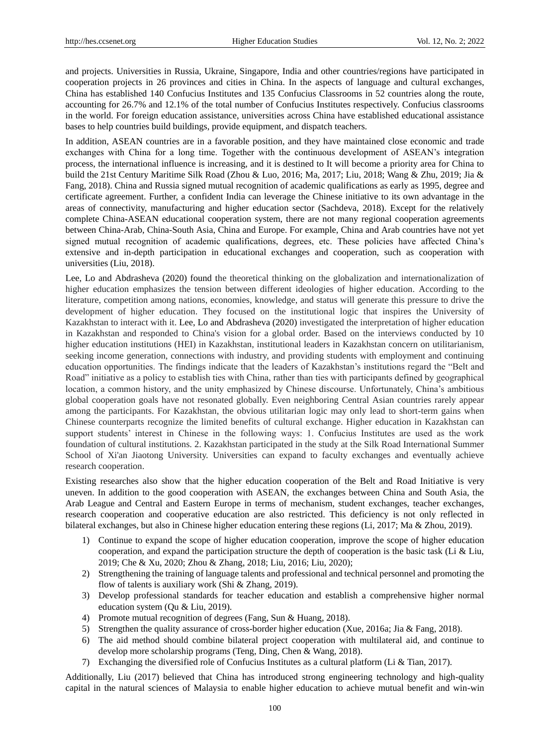and projects. Universities in Russia, Ukraine, Singapore, India and other countries/regions have participated in cooperation projects in 26 provinces and cities in China. In the aspects of language and cultural exchanges, China has established 140 Confucius Institutes and 135 Confucius Classrooms in 52 countries along the route, accounting for 26.7% and 12.1% of the total number of Confucius Institutes respectively. Confucius classrooms in the world. For foreign education assistance, universities across China have established educational assistance bases to help countries build buildings, provide equipment, and dispatch teachers.

In addition, ASEAN countries are in a favorable position, and they have maintained close economic and trade exchanges with China for a long time. Together with the continuous development of ASEAN's integration process, the international influence is increasing, and it is destined to It will become a priority area for China to build the 21st Century Maritime Silk Road (Zhou & Luo, 2016; Ma, 2017; Liu, 2018; Wang & Zhu, 2019; Jia & Fang, 2018). China and Russia signed mutual recognition of academic qualifications as early as 1995, degree and certificate agreement. Further, a confident India can leverage the Chinese initiative to its own advantage in the areas of connectivity, manufacturing and higher education sector (Sachdeva, 2018). Except for the relatively complete China-ASEAN educational cooperation system, there are not many regional cooperation agreements between China-Arab, China-South Asia, China and Europe. For example, China and Arab countries have not yet signed mutual recognition of academic qualifications, degrees, etc. These policies have affected China's extensive and in-depth participation in educational exchanges and cooperation, such as cooperation with universities (Liu, 2018).

Lee, Lo and Abdrasheva (2020) found the theoretical thinking on the globalization and internationalization of higher education emphasizes the tension between different ideologies of higher education. According to the literature, competition among nations, economies, knowledge, and status will generate this pressure to drive the development of higher education. They focused on the institutional logic that inspires the University of Kazakhstan to interact with it. Lee, Lo and Abdrasheva (2020) investigated the interpretation of higher education in Kazakhstan and responded to China's vision for a global order. Based on the interviews conducted by 10 higher education institutions (HEI) in Kazakhstan, institutional leaders in Kazakhstan concern on utilitarianism, seeking income generation, connections with industry, and providing students with employment and continuing education opportunities. The findings indicate that the leaders of Kazakhstan's institutions regard the "Belt and Road" initiative as a policy to establish ties with China, rather than ties with participants defined by geographical location, a common history, and the unity emphasized by Chinese discourse. Unfortunately, China's ambitious global cooperation goals have not resonated globally. Even neighboring Central Asian countries rarely appear among the participants. For Kazakhstan, the obvious utilitarian logic may only lead to short-term gains when Chinese counterparts recognize the limited benefits of cultural exchange. Higher education in Kazakhstan can support students' interest in Chinese in the following ways: 1. Confucius Institutes are used as the work foundation of cultural institutions. 2. Kazakhstan participated in the study at the Silk Road International Summer School of Xi'an Jiaotong University. Universities can expand to faculty exchanges and eventually achieve research cooperation.

Existing researches also show that the higher education cooperation of the Belt and Road Initiative is very uneven. In addition to the good cooperation with ASEAN, the exchanges between China and South Asia, the Arab League and Central and Eastern Europe in terms of mechanism, student exchanges, teacher exchanges, research cooperation and cooperative education are also restricted. This deficiency is not only reflected in bilateral exchanges, but also in Chinese higher education entering these regions (Li, 2017; Ma & Zhou, 2019).

1) Continue to expand the scope of higher education cooperation, improve the scope of higher education cooperation, and expand the participation structure the depth of cooperation is the basic task (Li & Liu, 2019; Che & Xu, 2020; Zhou & Zhang, 2018; Liu, 2016; Liu, 2020);
2) Strengthening the training of language talents and professional and technical personnel and promoting the flow of talents is auxiliary work (Shi & Zhang, 2019).
3) Develop professional standards for teacher education and establish a comprehensive higher normal education system (Qu & Liu, 2019).
4) Promote mutual recognition of degrees (Fang, Sun & Huang, 2018).
5) Strengthen the quality assurance of cross-border higher education (Xue, 2016a; Jia & Fang, 2018).
6) The aid method should combine bilateral project cooperation with multilateral aid, and continue to develop more scholarship programs (Teng, Ding, Chen & Wang, 2018).
7) Exchanging the diversified role of Confucius Institutes as a cultural platform (Li & Tian, 2017).

Additionally, Liu (2017) believed that China has introduced strong engineering technology and high-quality capital in the natural sciences of Malaysia to enable higher education to achieve mutual benefit and win-win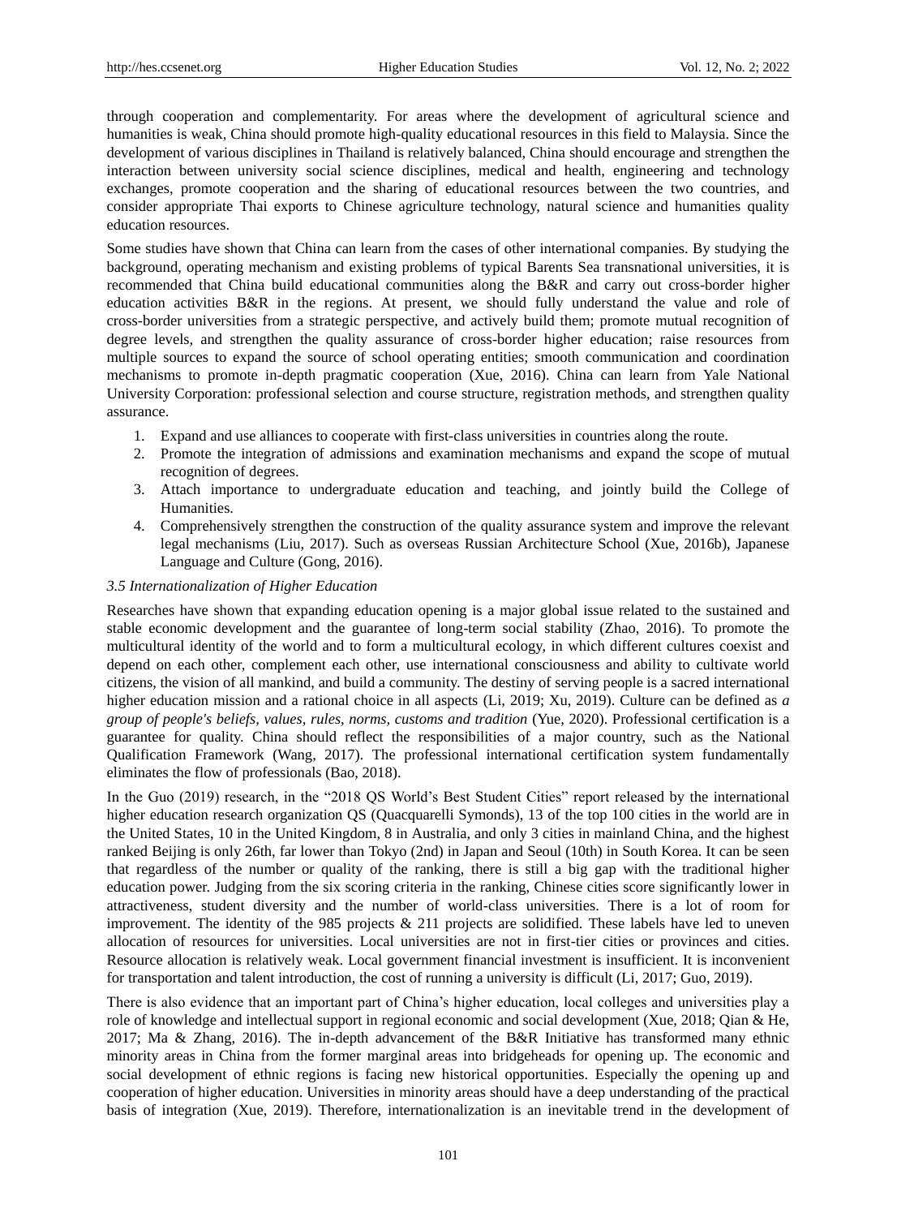through cooperation and complementarity. For areas where the development of agricultural science and humanities is weak, China should promote high-quality educational resources in this field to Malaysia. Since the development of various disciplines in Thailand is relatively balanced, China should encourage and strengthen the interaction between university social science disciplines, medical and health, engineering and technology exchanges, promote cooperation and the sharing of educational resources between the two countries, and consider appropriate Thai exports to Chinese agriculture technology, natural science and humanities quality education resources.

Some studies have shown that China can learn from the cases of other international companies. By studying the background, operating mechanism and existing problems of typical Barents Sea transnational universities, it is recommended that China build educational communities along the B&R and carry out cross-border higher education activities B&R in the regions. At present, we should fully understand the value and role of cross-border universities from a strategic perspective, and actively build them; promote mutual recognition of degree levels, and strengthen the quality assurance of cross-border higher education; raise resources from multiple sources to expand the source of school operating entities; smooth communication and coordination mechanisms to promote in-depth pragmatic cooperation (Xue, 2016). China can learn from Yale National University Corporation: professional selection and course structure, registration methods, and strengthen quality assurance.

1. Expand and use alliances to cooperate with first-class universities in countries along the route.
2. Promote the integration of admissions and examination mechanisms and expand the scope of mutual recognition of degrees.
3. Attach importance to undergraduate education and teaching, and jointly build the College of Humanities.
4. Comprehensively strengthen the construction of the quality assurance system and improve the relevant legal mechanisms (Liu, 2017). Such as overseas Russian Architecture School (Xue, 2016b), Japanese Language and Culture (Gong, 2016).

### *3.5 Internationalization of Higher Education*

Researches have shown that expanding education opening is a major global issue related to the sustained and stable economic development and the guarantee of long-term social stability (Zhao, 2016). To promote the multicultural identity of the world and to form a multicultural ecology, in which different cultures coexist and depend on each other, complement each other, use international consciousness and ability to cultivate world citizens, the vision of all mankind, and build a community. The destiny of serving people is a sacred international higher education mission and a rational choice in all aspects (Li, 2019; Xu, 2019). Culture can be defined as *a group of people's beliefs, values, rules, norms, customs and tradition* (Yue, 2020). Professional certification is a guarantee for quality. China should reflect the responsibilities of a major country, such as the National Qualification Framework (Wang, 2017). The professional international certification system fundamentally eliminates the flow of professionals (Bao, 2018).

In the Guo (2019) research, in the "2018 QS World's Best Student Cities" report released by the international higher education research organization QS (Quacquarelli Symonds), 13 of the top 100 cities in the world are in the United States, 10 in the United Kingdom, 8 in Australia, and only 3 cities in mainland China, and the highest ranked Beijing is only 26th, far lower than Tokyo (2nd) in Japan and Seoul (10th) in South Korea. It can be seen that regardless of the number or quality of the ranking, there is still a big gap with the traditional higher education power. Judging from the six scoring criteria in the ranking, Chinese cities score significantly lower in attractiveness, student diversity and the number of world-class universities. There is a lot of room for improvement. The identity of the 985 projects & 211 projects are solidified. These labels have led to uneven allocation of resources for universities. Local universities are not in first-tier cities or provinces and cities. Resource allocation is relatively weak. Local government financial investment is insufficient. It is inconvenient for transportation and talent introduction, the cost of running a university is difficult (Li, 2017; Guo, 2019).

There is also evidence that an important part of China's higher education, local colleges and universities play a role of knowledge and intellectual support in regional economic and social development (Xue, 2018; Qian & He, 2017; Ma & Zhang, 2016). The in-depth advancement of the B&R Initiative has transformed many ethnic minority areas in China from the former marginal areas into bridgeheads for opening up. The economic and social development of ethnic regions is facing new historical opportunities. Especially the opening up and cooperation of higher education. Universities in minority areas should have a deep understanding of the practical basis of integration (Xue, 2019). Therefore, internationalization is an inevitable trend in the development of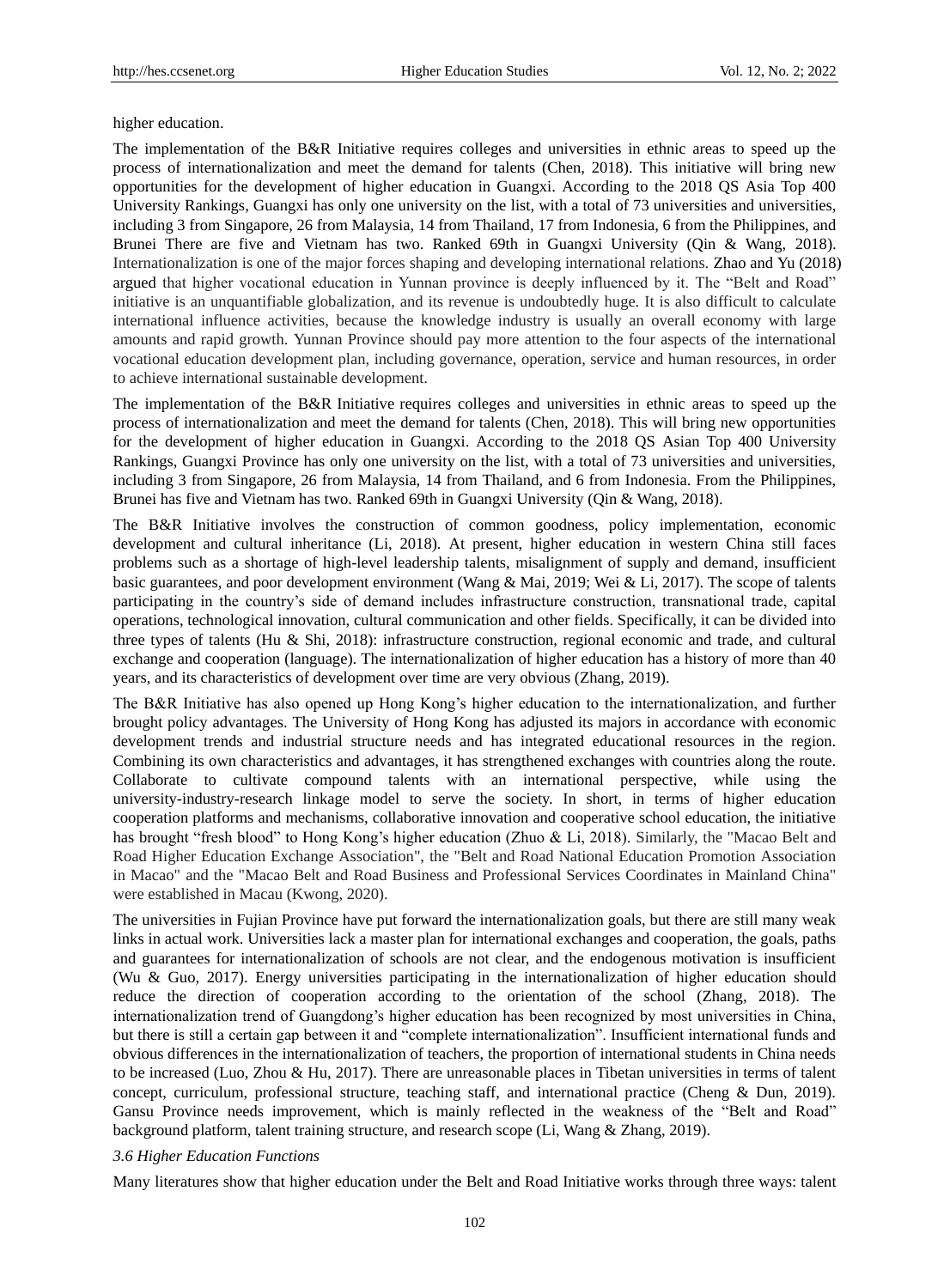higher education.

The implementation of the B&R Initiative requires colleges and universities in ethnic areas to speed up the process of internationalization and meet the demand for talents (Chen, 2018). This initiative will bring new opportunities for the development of higher education in Guangxi. According to the 2018 QS Asia Top 400 University Rankings, Guangxi has only one university on the list, with a total of 73 universities and universities, including 3 from Singapore, 26 from Malaysia, 14 from Thailand, 17 from Indonesia, 6 from the Philippines, and Brunei There are five and Vietnam has two. Ranked 69th in Guangxi University (Qin & Wang, 2018). Internationalization is one of the major forces shaping and developing international relations. Zhao and Yu (2018) argued that higher vocational education in Yunnan province is deeply influenced by it. The "Belt and Road" initiative is an unquantifiable globalization, and its revenue is undoubtedly huge. It is also difficult to calculate international influence activities, because the knowledge industry is usually an overall economy with large amounts and rapid growth. Yunnan Province should pay more attention to the four aspects of the international vocational education development plan, including governance, operation, service and human resources, in order to achieve international sustainable development.

The implementation of the B&R Initiative requires colleges and universities in ethnic areas to speed up the process of internationalization and meet the demand for talents (Chen, 2018). This will bring new opportunities for the development of higher education in Guangxi. According to the 2018 QS Asian Top 400 University Rankings, Guangxi Province has only one university on the list, with a total of 73 universities and universities, including 3 from Singapore, 26 from Malaysia, 14 from Thailand, and 6 from Indonesia. From the Philippines, Brunei has five and Vietnam has two. Ranked 69th in Guangxi University (Qin & Wang, 2018).

The B&R Initiative involves the construction of common goodness, policy implementation, economic development and cultural inheritance (Li, 2018). At present, higher education in western China still faces problems such as a shortage of high-level leadership talents, misalignment of supply and demand, insufficient basic guarantees, and poor development environment (Wang & Mai, 2019; Wei & Li, 2017). The scope of talents participating in the country's side of demand includes infrastructure construction, transnational trade, capital operations, technological innovation, cultural communication and other fields. Specifically, it can be divided into three types of talents (Hu & Shi, 2018): infrastructure construction, regional economic and trade, and cultural exchange and cooperation (language). The internationalization of higher education has a history of more than 40 years, and its characteristics of development over time are very obvious (Zhang, 2019).

The B&R Initiative has also opened up Hong Kong's higher education to the internationalization, and further brought policy advantages. The University of Hong Kong has adjusted its majors in accordance with economic development trends and industrial structure needs and has integrated educational resources in the region. Combining its own characteristics and advantages, it has strengthened exchanges with countries along the route. Collaborate to cultivate compound talents with an international perspective, while using the university-industry-research linkage model to serve the society. In short, in terms of higher education cooperation platforms and mechanisms, collaborative innovation and cooperative school education, the initiative has brought "fresh blood" to Hong Kong's higher education (Zhuo & Li, 2018). Similarly, the "Macao Belt and Road Higher Education Exchange Association", the "Belt and Road National Education Promotion Association in Macao" and the "Macao Belt and Road Business and Professional Services Coordinates in Mainland China" were established in Macau (Kwong, 2020).

The universities in Fujian Province have put forward the internationalization goals, but there are still many weak links in actual work. Universities lack a master plan for international exchanges and cooperation, the goals, paths and guarantees for internationalization of schools are not clear, and the endogenous motivation is insufficient (Wu & Guo, 2017). Energy universities participating in the internationalization of higher education should reduce the direction of cooperation according to the orientation of the school (Zhang, 2018). The internationalization trend of Guangdong's higher education has been recognized by most universities in China, but there is still a certain gap between it and "complete internationalization". Insufficient international funds and obvious differences in the internationalization of teachers, the proportion of international students in China needs to be increased (Luo, Zhou & Hu, 2017). There are unreasonable places in Tibetan universities in terms of talent concept, curriculum, professional structure, teaching staff, and international practice (Cheng & Dun, 2019). Gansu Province needs improvement, which is mainly reflected in the weakness of the "Belt and Road" background platform, talent training structure, and research scope (Li, Wang & Zhang, 2019).

### *3.6 Higher Education Functions*

Many literatures show that higher education under the Belt and Road Initiative works through three ways: talent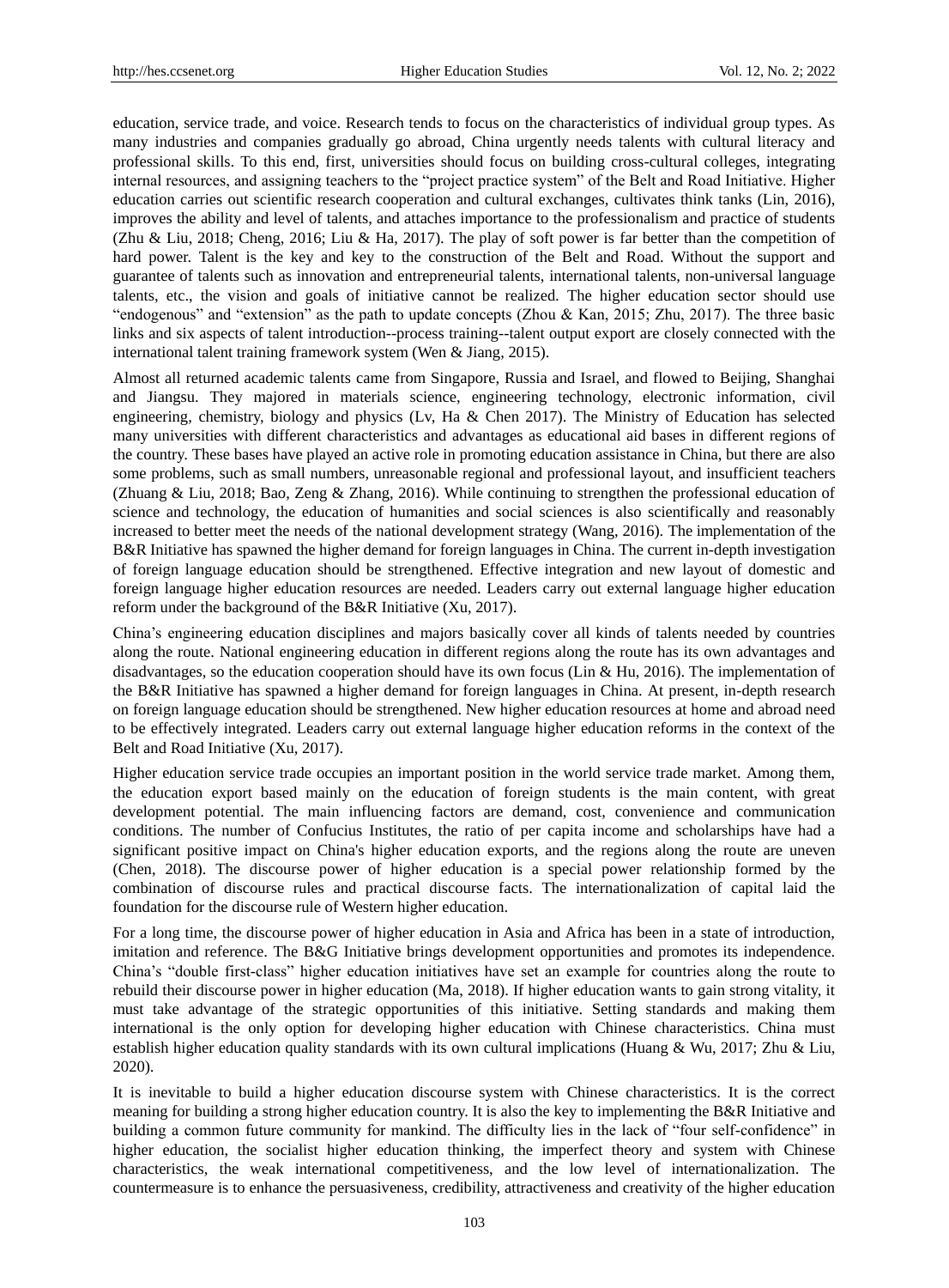education, service trade, and voice. Research tends to focus on the characteristics of individual group types. As many industries and companies gradually go abroad, China urgently needs talents with cultural literacy and professional skills. To this end, first, universities should focus on building cross-cultural colleges, integrating internal resources, and assigning teachers to the "project practice system" of the Belt and Road Initiative. Higher education carries out scientific research cooperation and cultural exchanges, cultivates think tanks (Lin, 2016), improves the ability and level of talents, and attaches importance to the professionalism and practice of students (Zhu & Liu, 2018; Cheng, 2016; Liu & Ha, 2017). The play of soft power is far better than the competition of hard power. Talent is the key and key to the construction of the Belt and Road. Without the support and guarantee of talents such as innovation and entrepreneurial talents, international talents, non-universal language talents, etc., the vision and goals of initiative cannot be realized. The higher education sector should use "endogenous" and "extension" as the path to update concepts (Zhou & Kan, 2015; Zhu, 2017). The three basic links and six aspects of talent introduction--process training--talent output export are closely connected with the international talent training framework system (Wen & Jiang, 2015).

Almost all returned academic talents came from Singapore, Russia and Israel, and flowed to Beijing, Shanghai and Jiangsu. They majored in materials science, engineering technology, electronic information, civil engineering, chemistry, biology and physics (Lv, Ha & Chen 2017). The Ministry of Education has selected many universities with different characteristics and advantages as educational aid bases in different regions of the country. These bases have played an active role in promoting education assistance in China, but there are also some problems, such as small numbers, unreasonable regional and professional layout, and insufficient teachers (Zhuang & Liu, 2018; Bao, Zeng & Zhang, 2016). While continuing to strengthen the professional education of science and technology, the education of humanities and social sciences is also scientifically and reasonably increased to better meet the needs of the national development strategy (Wang, 2016). The implementation of the B&R Initiative has spawned the higher demand for foreign languages in China. The current in-depth investigation of foreign language education should be strengthened. Effective integration and new layout of domestic and foreign language higher education resources are needed. Leaders carry out external language higher education reform under the background of the B&R Initiative (Xu, 2017).

China's engineering education disciplines and majors basically cover all kinds of talents needed by countries along the route. National engineering education in different regions along the route has its own advantages and disadvantages, so the education cooperation should have its own focus (Lin & Hu, 2016). The implementation of the B&R Initiative has spawned a higher demand for foreign languages in China. At present, in-depth research on foreign language education should be strengthened. New higher education resources at home and abroad need to be effectively integrated. Leaders carry out external language higher education reforms in the context of the Belt and Road Initiative (Xu, 2017).

Higher education service trade occupies an important position in the world service trade market. Among them, the education export based mainly on the education of foreign students is the main content, with great development potential. The main influencing factors are demand, cost, convenience and communication conditions. The number of Confucius Institutes, the ratio of per capita income and scholarships have had a significant positive impact on China's higher education exports, and the regions along the route are uneven (Chen, 2018). The discourse power of higher education is a special power relationship formed by the combination of discourse rules and practical discourse facts. The internationalization of capital laid the foundation for the discourse rule of Western higher education.

For a long time, the discourse power of higher education in Asia and Africa has been in a state of introduction, imitation and reference. The B&G Initiative brings development opportunities and promotes its independence. China's "double first-class" higher education initiatives have set an example for countries along the route to rebuild their discourse power in higher education (Ma, 2018). If higher education wants to gain strong vitality, it must take advantage of the strategic opportunities of this initiative. Setting standards and making them international is the only option for developing higher education with Chinese characteristics. China must establish higher education quality standards with its own cultural implications (Huang & Wu, 2017; Zhu & Liu, 2020).

It is inevitable to build a higher education discourse system with Chinese characteristics. It is the correct meaning for building a strong higher education country. It is also the key to implementing the B&R Initiative and building a common future community for mankind. The difficulty lies in the lack of "four self-confidence" in higher education, the socialist higher education thinking, the imperfect theory and system with Chinese characteristics, the weak international competitiveness, and the low level of internationalization. The countermeasure is to enhance the persuasiveness, credibility, attractiveness and creativity of the higher education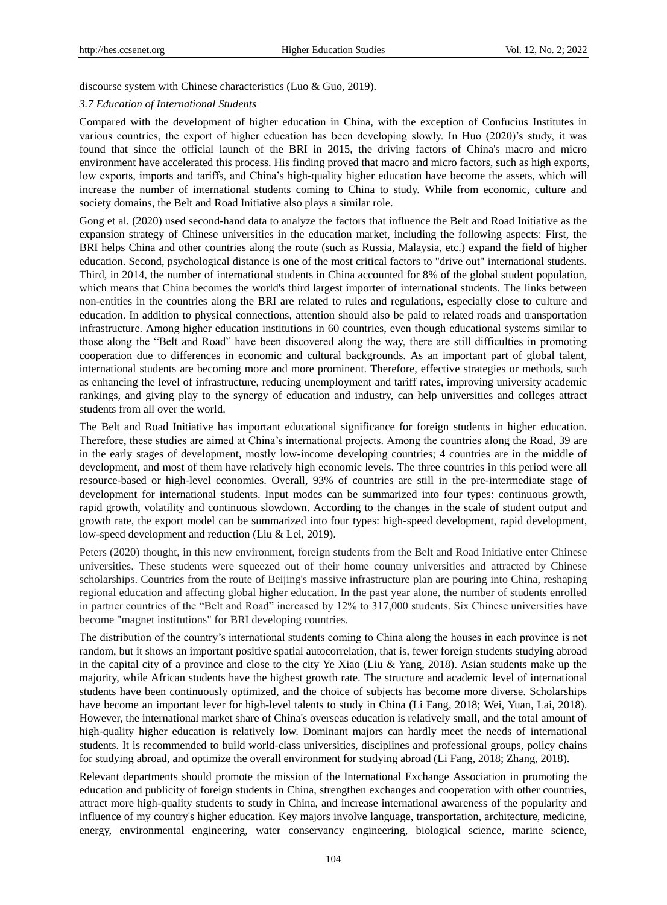discourse system with Chinese characteristics (Luo & Guo, 2019).

### *3.7 Education of International Students*

Compared with the development of higher education in China, with the exception of Confucius Institutes in various countries, the export of higher education has been developing slowly. In Huo (2020)'s study, it was found that since the official launch of the BRI in 2015, the driving factors of China's macro and micro environment have accelerated this process. His finding proved that macro and micro factors, such as high exports, low exports, imports and tariffs, and China's high-quality higher education have become the assets, which will increase the number of international students coming to China to study. While from economic, culture and society domains, the Belt and Road Initiative also plays a similar role.

Gong et al. (2020) used second-hand data to analyze the factors that influence the Belt and Road Initiative as the expansion strategy of Chinese universities in the education market, including the following aspects: First, the BRI helps China and other countries along the route (such as Russia, Malaysia, etc.) expand the field of higher education. Second, psychological distance is one of the most critical factors to "drive out" international students. Third, in 2014, the number of international students in China accounted for 8% of the global student population, which means that China becomes the world's third largest importer of international students. The links between non-entities in the countries along the BRI are related to rules and regulations, especially close to culture and education. In addition to physical connections, attention should also be paid to related roads and transportation infrastructure. Among higher education institutions in 60 countries, even though educational systems similar to those along the "Belt and Road" have been discovered along the way, there are still difficulties in promoting cooperation due to differences in economic and cultural backgrounds. As an important part of global talent, international students are becoming more and more prominent. Therefore, effective strategies or methods, such as enhancing the level of infrastructure, reducing unemployment and tariff rates, improving university academic rankings, and giving play to the synergy of education and industry, can help universities and colleges attract students from all over the world.

The Belt and Road Initiative has important educational significance for foreign students in higher education. Therefore, these studies are aimed at China's international projects. Among the countries along the Road, 39 are in the early stages of development, mostly low-income developing countries; 4 countries are in the middle of development, and most of them have relatively high economic levels. The three countries in this period were all resource-based or high-level economies. Overall, 93% of countries are still in the pre-intermediate stage of development for international students. Input modes can be summarized into four types: continuous growth, rapid growth, volatility and continuous slowdown. According to the changes in the scale of student output and growth rate, the export model can be summarized into four types: high-speed development, rapid development, low-speed development and reduction (Liu & Lei, 2019).

Peters (2020) thought, in this new environment, foreign students from the Belt and Road Initiative enter Chinese universities. These students were squeezed out of their home country universities and attracted by Chinese scholarships. Countries from the route of Beijing's massive infrastructure plan are pouring into China, reshaping regional education and affecting global higher education. In the past year alone, the number of students enrolled in partner countries of the "Belt and Road" increased by 12% to 317,000 students. Six Chinese universities have become "magnet institutions" for BRI developing countries.

The distribution of the country's international students coming to China along the houses in each province is not random, but it shows an important positive spatial autocorrelation, that is, fewer foreign students studying abroad in the capital city of a province and close to the city Ye Xiao (Liu & Yang, 2018). Asian students make up the majority, while African students have the highest growth rate. The structure and academic level of international students have been continuously optimized, and the choice of subjects has become more diverse. Scholarships have become an important lever for high-level talents to study in China (Li Fang, 2018; Wei, Yuan, Lai, 2018). However, the international market share of China's overseas education is relatively small, and the total amount of high-quality higher education is relatively low. Dominant majors can hardly meet the needs of international students. It is recommended to build world-class universities, disciplines and professional groups, policy chains for studying abroad, and optimize the overall environment for studying abroad (Li Fang, 2018; Zhang, 2018).

Relevant departments should promote the mission of the International Exchange Association in promoting the education and publicity of foreign students in China, strengthen exchanges and cooperation with other countries, attract more high-quality students to study in China, and increase international awareness of the popularity and influence of my country's higher education. Key majors involve language, transportation, architecture, medicine, energy, environmental engineering, water conservancy engineering, biological science, marine science,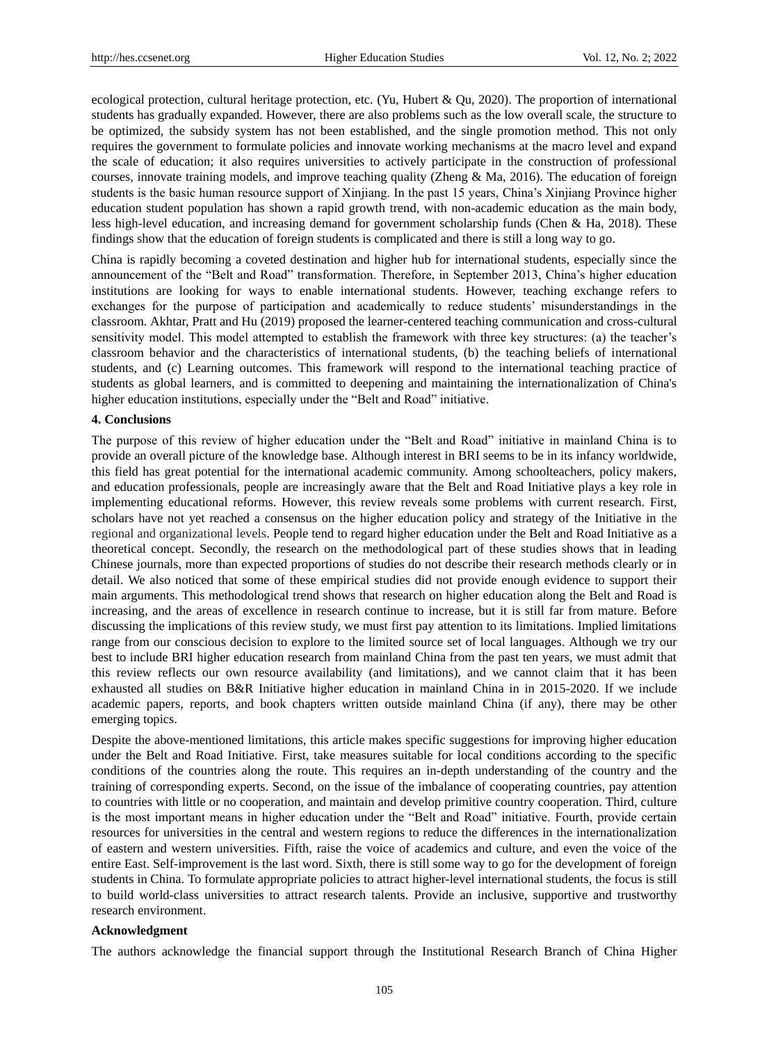ecological protection, cultural heritage protection, etc. (Yu, Hubert & Qu, 2020). The proportion of international students has gradually expanded. However, there are also problems such as the low overall scale, the structure to be optimized, the subsidy system has not been established, and the single promotion method. This not only requires the government to formulate policies and innovate working mechanisms at the macro level and expand the scale of education; it also requires universities to actively participate in the construction of professional courses, innovate training models, and improve teaching quality (Zheng & Ma, 2016). The education of foreign students is the basic human resource support of Xinjiang. In the past 15 years, China's Xinjiang Province higher education student population has shown a rapid growth trend, with non-academic education as the main body, less high-level education, and increasing demand for government scholarship funds (Chen & Ha, 2018). These findings show that the education of foreign students is complicated and there is still a long way to go.

China is rapidly becoming a coveted destination and higher hub for international students, especially since the announcement of the "Belt and Road" transformation. Therefore, in September 2013, China's higher education institutions are looking for ways to enable international students. However, teaching exchange refers to exchanges for the purpose of participation and academically to reduce students' misunderstandings in the classroom. Akhtar, Pratt and Hu (2019) proposed the learner-centered teaching communication and cross-cultural sensitivity model. This model attempted to establish the framework with three key structures: (a) the teacher's classroom behavior and the characteristics of international students, (b) the teaching beliefs of international students, and (c) Learning outcomes. This framework will respond to the international teaching practice of students as global learners, and is committed to deepening and maintaining the internationalization of China's higher education institutions, especially under the "Belt and Road" initiative.

**4. Conclusions**

The purpose of this review of higher education under the "Belt and Road" initiative in mainland China is to provide an overall picture of the knowledge base. Although interest in BRI seems to be in its infancy worldwide, this field has great potential for the international academic community. Among schoolteachers, policy makers, and education professionals, people are increasingly aware that the Belt and Road Initiative plays a key role in implementing educational reforms. However, this review reveals some problems with current research. First, scholars have not yet reached a consensus on the higher education policy and strategy of the Initiative in the regional and organizational levels. People tend to regard higher education under the Belt and Road Initiative as a theoretical concept. Secondly, the research on the methodological part of these studies shows that in leading Chinese journals, more than expected proportions of studies do not describe their research methods clearly or in detail. We also noticed that some of these empirical studies did not provide enough evidence to support their main arguments. This methodological trend shows that research on higher education along the Belt and Road is increasing, and the areas of excellence in research continue to increase, but it is still far from mature. Before discussing the implications of this review study, we must first pay attention to its limitations. Implied limitations range from our conscious decision to explore to the limited source set of local languages. Although we try our best to include BRI higher education research from mainland China from the past ten years, we must admit that this review reflects our own resource availability (and limitations), and we cannot claim that it has been exhausted all studies on B&R Initiative higher education in mainland China in in 2015-2020. If we include academic papers, reports, and book chapters written outside mainland China (if any), there may be other emerging topics.

Despite the above-mentioned limitations, this article makes specific suggestions for improving higher education under the Belt and Road Initiative. First, take measures suitable for local conditions according to the specific conditions of the countries along the route. This requires an in-depth understanding of the country and the training of corresponding experts. Second, on the issue of the imbalance of cooperating countries, pay attention to countries with little or no cooperation, and maintain and develop primitive country cooperation. Third, culture is the most important means in higher education under the "Belt and Road" initiative. Fourth, provide certain resources for universities in the central and western regions to reduce the differences in the internationalization of eastern and western universities. Fifth, raise the voice of academics and culture, and even the voice of the entire East. Self-improvement is the last word. Sixth, there is still some way to go for the development of foreign students in China. To formulate appropriate policies to attract higher-level international students, the focus is still to build world-class universities to attract research talents. Provide an inclusive, supportive and trustworthy research environment.

**Acknowledgment**

The authors acknowledge the financial support through the Institutional Research Branch of China Higher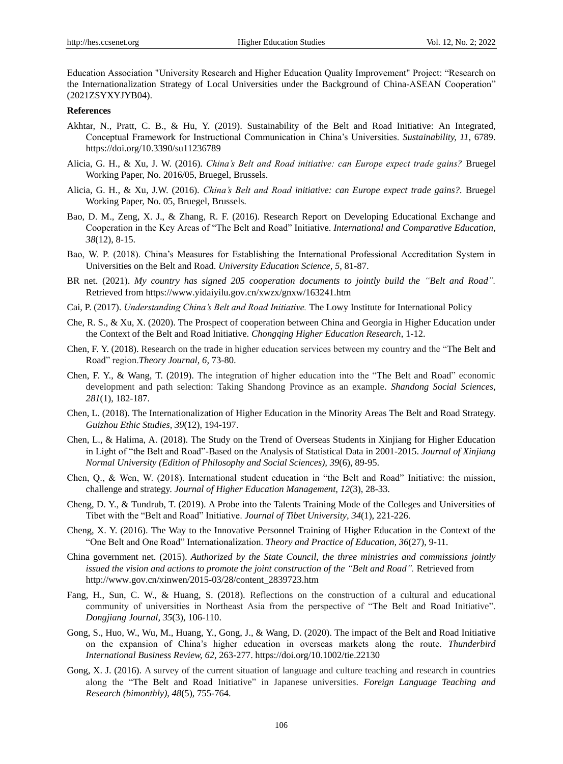Education Association "University Research and Higher Education Quality Improvement" Project: "Research on the Internationalization Strategy of Local Universities under the Background of China-ASEAN Cooperation" (2021ZSYXYJYB04).

**References**

Akhtar, N., Pratt, C. B., & Hu, Y. (2019). Sustainability of the Belt and Road Initiative: An Integrated, Conceptual Framework for Instructional Communication in China's Universities. *Sustainability, 11*, 6789. https://doi.org/10.3390/su11236789

Alicia, G. H., & Xu, J. W. (2016). *China's Belt and Road initiative: can Europe expect trade gains?* Bruegel Working Paper, No. 2016/05, Bruegel, Brussels.

Alicia, G. H., & Xu, J.W. (2016). *China's Belt and Road initiative: can Europe expect trade gains?*. Bruegel Working Paper, No. 05, Bruegel, Brussels.

Bao, D. M., Zeng, X. J., & Zhang, R. F. (2016). Research Report on Developing Educational Exchange and Cooperation in the Key Areas of "The Belt and Road" Initiative. *International and Comparative Education*, *38*(12), 8-15.

Bao, W. P. (2018). China's Measures for Establishing the International Professional Accreditation System in Universities on the Belt and Road. *University Education Science, 5*, 81-87.

BR net. (2021). *My country has signed 205 cooperation documents to jointly build the "Belt and Road".* Retrieved from https://www.yidaiyilu.gov.cn/xwzx/gnxw/163241.htm

Cai, P. (2017). *Understanding China's Belt and Road Initiative.* The Lowy Institute for International Policy

Che, R. S., & Xu, X. (2020). The Prospect of cooperation between China and Georgia in Higher Education under the Context of the Belt and Road Initiative. *Chongqing Higher Education Research*, 1-12.

Chen, F. Y. (2018). Research on the trade in higher education services between my country and the "The Belt and Road" region.*Theory Journal*, *6*, 73-80.

Chen, F. Y., & Wang, T. (2019). The integration of higher education into the "The Belt and Road" economic development and path selection: Taking Shandong Province as an example. *Shandong Social Sciences, 281*(1), 182-187.

Chen, L. (2018). The Internationalization of Higher Education in the Minority Areas The Belt and Road Strategy. *Guizhou Ethic Studies, 39*(12), 194-197.

Chen, L., & Halima, A. (2018). The Study on the Trend of Overseas Students in Xinjiang for Higher Education in Light of "the Belt and Road"-Based on the Analysis of Statistical Data in 2001-2015. *Journal of Xinjiang Normal University (Edition of Philosophy and Social Sciences), 39*(6), 89-95.

Chen, Q., & Wen, W. (2018). International student education in "the Belt and Road" Initiative: the mission, challenge and strategy. *Journal of Higher Education Management, 12*(3), 28-33.

Cheng, D. Y., & Tundrub, T. (2019). A Probe into the Talents Training Mode of the Colleges and Universities of Tibet with the "Belt and Road" Initiative. *Journal of Tibet University, 34*(1), 221-226.

Cheng, X. Y. (2016). The Way to the Innovative Personnel Training of Higher Education in the Context of the "One Belt and One Road" Internationalization. *Theory and Practice of Education, 36*(27), 9-11.

China government net. (2015). *Authorized by the State Council, the three ministries and commissions jointly issued the vision and actions to promote the joint construction of the "Belt and Road".* Retrieved from http://www.gov.cn/xinwen/2015-03/28/content_2839723.htm

Fang, H., Sun, C. W., & Huang, S. (2018). Reflections on the construction of a cultural and educational community of universities in Northeast Asia from the perspective of "The Belt and Road Initiative". *Dongjiang Journal, 35*(3), 106-110.

Gong, S., Huo, W., Wu, M., Huang, Y., Gong, J., & Wang, D. (2020). The impact of the Belt and Road Initiative on the expansion of China's higher education in overseas markets along the route. *Thunderbird International Business Review, 62*, 263-277. https://doi.org/10.1002/tie.22130

Gong, X. J. (2016). A survey of the current situation of language and culture teaching and research in countries along the "The Belt and Road Initiative" in Japanese universities. *Foreign Language Teaching and Research (bimonthly), 48*(5), 755-764.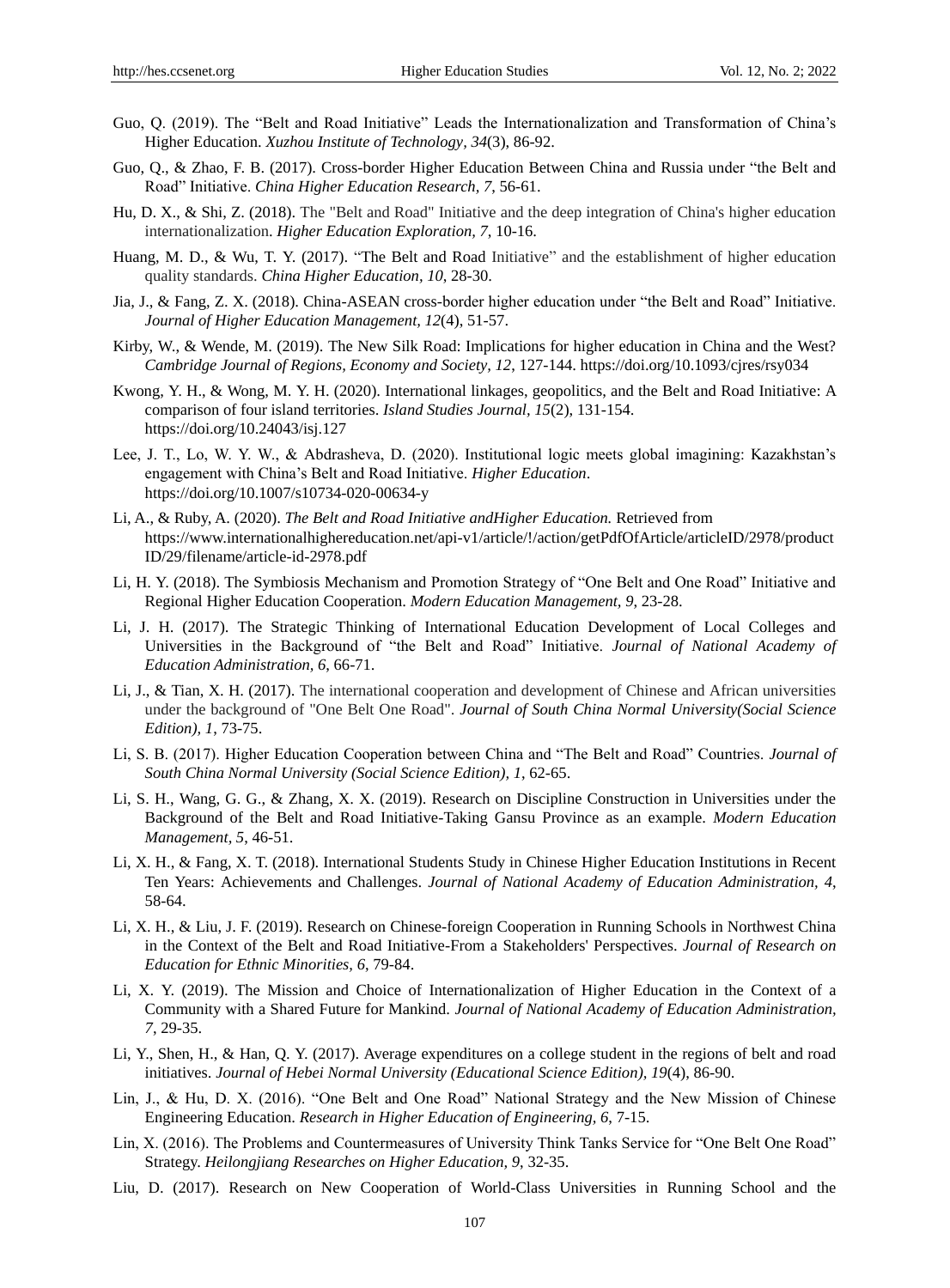Guo, Q. (2019). The "Belt and Road Initiative" Leads the Internationalization and Transformation of China's Higher Education. *Xuzhou Institute of Technology, 34*(3), 86-92.

Guo, Q., & Zhao, F. B. (2017). Cross-border Higher Education Between China and Russia under "the Belt and Road" Initiative. *China Higher Education Research, 7*, 56-61.

Hu, D. X., & Shi, Z. (2018). The "Belt and Road" Initiative and the deep integration of China's higher education internationalization. *Higher Education Exploration, 7*, 10-16.

Huang, M. D., & Wu, T. Y. (2017). "The Belt and Road Initiative" and the establishment of higher education quality standards. *China Higher Education, 10*, 28-30.

Jia, J., & Fang, Z. X. (2018). China-ASEAN cross-border higher education under "the Belt and Road" Initiative. *Journal of Higher Education Management, 12*(4), 51-57.

Kirby, W., & Wende, M. (2019). The New Silk Road: Implications for higher education in China and the West? *Cambridge Journal of Regions, Economy and Society, 12*, 127-144. https://doi.org/10.1093/cjres/rsy034

Kwong, Y. H., & Wong, M. Y. H. (2020). International linkages, geopolitics, and the Belt and Road Initiative: A comparison of four island territories. *Island Studies Journal, 15*(2), 131-154. https://doi.org/10.24043/isj.127

Lee, J. T., Lo, W. Y. W., & Abdrasheva, D. (2020). Institutional logic meets global imagining: Kazakhstan's engagement with China's Belt and Road Initiative. *Higher Education*. https://doi.org/10.1007/s10734-020-00634-y

Li, A., & Ruby, A. (2020). *The Belt and Road Initiative andHigher Education.* Retrieved from https://www.internationalhighereducation.net/api-v1/article/!/action/getPdfOfArticle/articleID/2978/productID/29/filename/article-id-2978.pdf

Li, H. Y. (2018). The Symbiosis Mechanism and Promotion Strategy of "One Belt and One Road" Initiative and Regional Higher Education Cooperation. *Modern Education Management, 9*, 23-28.

Li, J. H. (2017). The Strategic Thinking of International Education Development of Local Colleges and Universities in the Background of "the Belt and Road" Initiative. *Journal of National Academy of Education Administration, 6*, 66-71.

Li, J., & Tian, X. H. (2017). The international cooperation and development of Chinese and African universities under the background of "One Belt One Road". *Journal of South China Normal University(Social Science Edition), 1*, 73-75.

Li, S. B. (2017). Higher Education Cooperation between China and "The Belt and Road" Countries. *Journal of South China Normal University (Social Science Edition), 1*, 62-65.

Li, S. H., Wang, G. G., & Zhang, X. X. (2019). Research on Discipline Construction in Universities under the Background of the Belt and Road Initiative-Taking Gansu Province as an example. *Modern Education Management, 5*, 46-51.

Li, X. H., & Fang, X. T. (2018). International Students Study in Chinese Higher Education Institutions in Recent Ten Years: Achievements and Challenges. *Journal of National Academy of Education Administration, 4*, 58-64.

Li, X. H., & Liu, J. F. (2019). Research on Chinese-foreign Cooperation in Running Schools in Northwest China in the Context of the Belt and Road Initiative-From a Stakeholders' Perspectives. *Journal of Research on Education for Ethnic Minorities, 6*, 79-84.

Li, X. Y. (2019). The Mission and Choice of Internationalization of Higher Education in the Context of a Community with a Shared Future for Mankind. *Journal of National Academy of Education Administration, 7*, 29-35.

Li, Y., Shen, H., & Han, Q. Y. (2017). Average expenditures on a college student in the regions of belt and road initiatives. *Journal of Hebei Normal University (Educational Science Edition), 19*(4), 86-90.

Lin, J., & Hu, D. X. (2016). "One Belt and One Road" National Strategy and the New Mission of Chinese Engineering Education. *Research in Higher Education of Engineering, 6*, 7-15.

Lin, X. (2016). The Problems and Countermeasures of University Think Tanks Service for "One Belt One Road" Strategy. *Heilongjiang Researches on Higher Education, 9*, 32-35.

Liu, D. (2017). Research on New Cooperation of World-Class Universities in Running School and the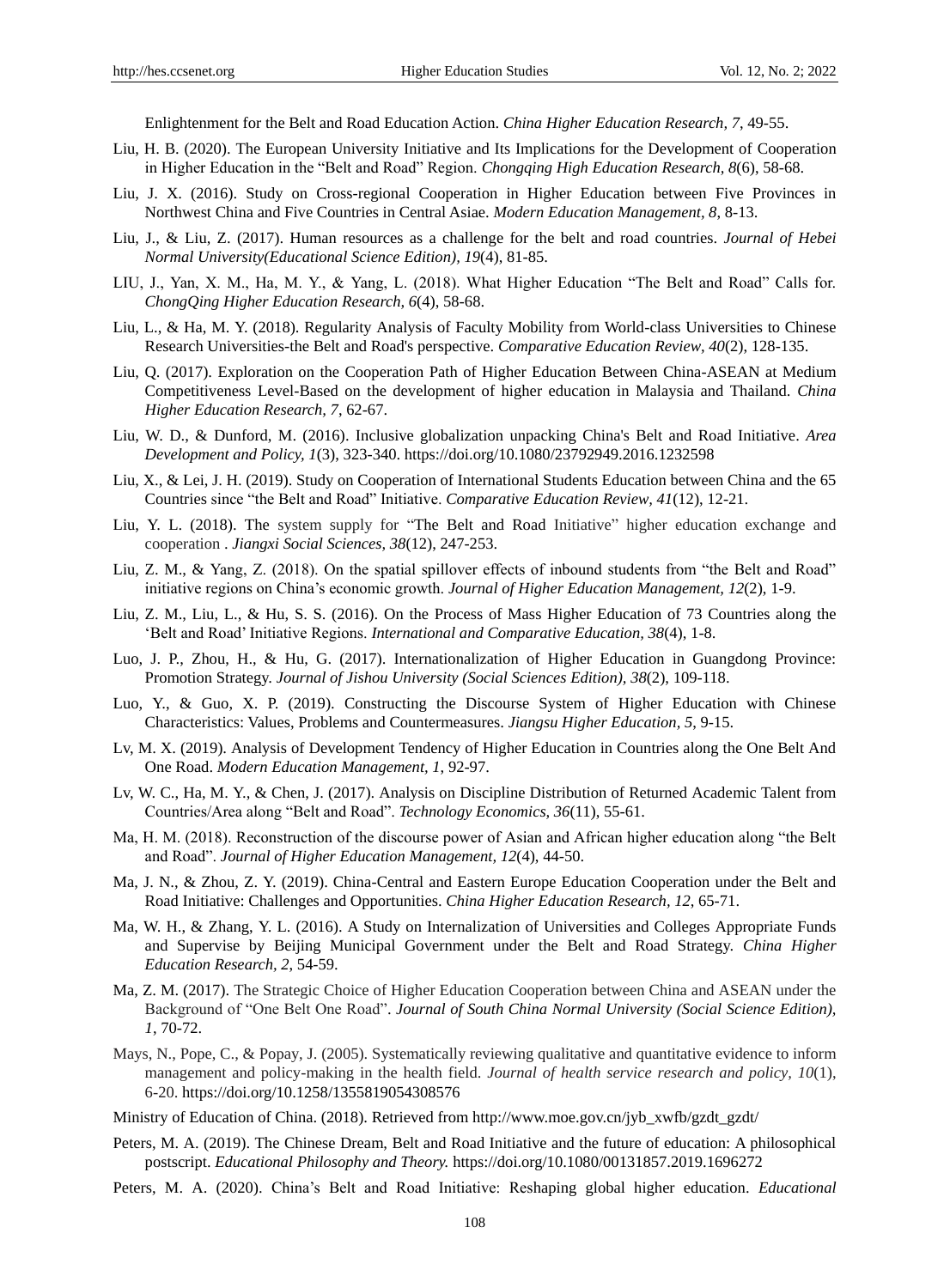Enlightenment for the Belt and Road Education Action. *China Higher Education Research, 7*, 49-55.

Liu, H. B. (2020). The European University Initiative and Its Implications for the Development of Cooperation in Higher Education in the "Belt and Road" Region. *Chongqing High Education Research, 8*(6), 58-68.

Liu, J. X. (2016). Study on Cross-regional Cooperation in Higher Education between Five Provinces in Northwest China and Five Countries in Central Asiae. *Modern Education Management, 8*, 8-13.

Liu, J., & Liu, Z. (2017). Human resources as a challenge for the belt and road countries. *Journal of Hebei Normal University(Educational Science Edition), 19*(4), 81-85.

LIU, J., Yan, X. M., Ha, M. Y., & Yang, L. (2018). What Higher Education "The Belt and Road" Calls for. *ChongQing Higher Education Research, 6*(4), 58-68.

Liu, L., & Ha, M. Y. (2018). Regularity Analysis of Faculty Mobility from World-class Universities to Chinese Research Universities-the Belt and Road's perspective. *Comparative Education Review, 40*(2), 128-135.

Liu, Q. (2017). Exploration on the Cooperation Path of Higher Education Between China-ASEAN at Medium Competitiveness Level-Based on the development of higher education in Malaysia and Thailand. *China Higher Education Research, 7*, 62-67.

Liu, W. D., & Dunford, M. (2016). Inclusive globalization unpacking China's Belt and Road Initiative. *Area Development and Policy, 1*(3), 323-340. https://doi.org/10.1080/23792949.2016.1232598

Liu, X., & Lei, J. H. (2019). Study on Cooperation of International Students Education between China and the 65 Countries since "the Belt and Road" Initiative. *Comparative Education Review, 41*(12), 12-21.

Liu, Y. L. (2018). The system supply for "The Belt and Road Initiative" higher education exchange and cooperation . *Jiangxi Social Sciences, 38*(12), 247-253.

Liu, Z. M., & Yang, Z. (2018). On the spatial spillover effects of inbound students from "the Belt and Road" initiative regions on China's economic growth. *Journal of Higher Education Management, 12*(2), 1-9.

Liu, Z. M., Liu, L., & Hu, S. S. (2016). On the Process of Mass Higher Education of 73 Countries along the 'Belt and Road' Initiative Regions. *International and Comparative Education, 38*(4), 1-8.

Luo, J. P., Zhou, H., & Hu, G. (2017). Internationalization of Higher Education in Guangdong Province: Promotion Strategy. *Journal of Jishou University (Social Sciences Edition), 38*(2), 109-118.

Luo, Y., & Guo, X. P. (2019). Constructing the Discourse System of Higher Education with Chinese Characteristics: Values, Problems and Countermeasures. *Jiangsu Higher Education, 5*, 9-15.

Lv, M. X. (2019). Analysis of Development Tendency of Higher Education in Countries along the One Belt And One Road. *Modern Education Management, 1*, 92-97.

Lv, W. C., Ha, M. Y., & Chen, J. (2017). Analysis on Discipline Distribution of Returned Academic Talent from Countries/Area along "Belt and Road". *Technology Economics, 36*(11), 55-61.

Ma, H. M. (2018). Reconstruction of the discourse power of Asian and African higher education along "the Belt and Road". *Journal of Higher Education Management, 12*(4), 44-50.

Ma, J. N., & Zhou, Z. Y. (2019). China-Central and Eastern Europe Education Cooperation under the Belt and Road Initiative: Challenges and Opportunities. *China Higher Education Research, 12*, 65-71.

Ma, W. H., & Zhang, Y. L. (2016). A Study on Internalization of Universities and Colleges Appropriate Funds and Supervise by Beijing Municipal Government under the Belt and Road Strategy. *China Higher Education Research, 2*, 54-59.

Ma, Z. M. (2017). The Strategic Choice of Higher Education Cooperation between China and ASEAN under the Background of "One Belt One Road". *Journal of South China Normal University (Social Science Edition), 1*, 70-72.

Mays, N., Pope, C., & Popay, J. (2005). Systematically reviewing qualitative and quantitative evidence to inform management and policy-making in the health field. *Journal of health service research and policy, 10*(1), 6-20. https://doi.org/10.1258/1355819054308576

Ministry of Education of China. (2018). Retrieved from http://www.moe.gov.cn/jyb_xwfb/gzdt_gzdt/

Peters, M. A. (2019). The Chinese Dream, Belt and Road Initiative and the future of education: A philosophical postscript. *Educational Philosophy and Theory.* https://doi.org/10.1080/00131857.2019.1696272

Peters, M. A. (2020). China's Belt and Road Initiative: Reshaping global higher education. *Educational*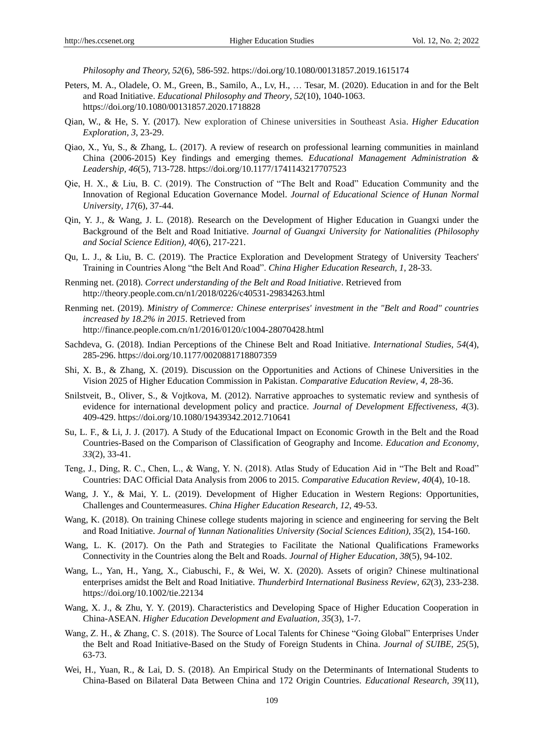*Philosophy and Theory, 52*(6), 586-592. https://doi.org/10.1080/00131857.2019.1615174

Peters, M. A., Oladele, O. M., Green, B., Samilo, A., Lv, H., … Tesar, M. (2020). Education in and for the Belt and Road Initiative. *Educational Philosophy and Theory, 52*(10), 1040-1063. https://doi.org/10.1080/00131857.2020.1718828

Qian, W., & He, S. Y. (2017). New exploration of Chinese universities in Southeast Asia. *Higher Education Exploration, 3*, 23-29.

Qiao, X., Yu, S., & Zhang, L. (2017). A review of research on professional learning communities in mainland China (2006-2015) Key findings and emerging themes. *Educational Management Administration & Leadership, 46*(5), 713-728. https://doi.org/10.1177/1741143217707523

Qie, H. X., & Liu, B. C. (2019). The Construction of "The Belt and Road" Education Community and the Innovation of Regional Education Governance Model. *Journal of Educational Science of Hunan Normal University, 17*(6), 37-44.

Qin, Y. J., & Wang, J. L. (2018). Research on the Development of Higher Education in Guangxi under the Background of the Belt and Road Initiative. *Journal of Guangxi University for Nationalities (Philosophy and Social Science Edition), 40*(6), 217-221.

Qu, L. J., & Liu, B. C. (2019). The Practice Exploration and Development Strategy of University Teachers' Training in Countries Along "the Belt And Road". *China Higher Education Research, 1*, 28-33.

Renming net. (2018). *Correct understanding of the Belt and Road Initiative*. Retrieved from http://theory.people.com.cn/n1/2018/0226/c40531-29834263.html

Renming net. (2019). *Ministry of Commerce: Chinese enterprises' investment in the "Belt and Road" countries increased by 18.2% in 2015*. Retrieved from http://finance.people.com.cn/n1/2016/0120/c1004-28070428.html

Sachdeva, G. (2018). Indian Perceptions of the Chinese Belt and Road Initiative. *International Studies, 54*(4), 285-296. https://doi.org/10.1177/0020881718807359

Shi, X. B., & Zhang, X. (2019). Discussion on the Opportunities and Actions of Chinese Universities in the Vision 2025 of Higher Education Commission in Pakistan. *Comparative Education Review, 4*, 28-36.

Snilstveit, B., Oliver, S., & Vojtkova, M. (2012). Narrative approaches to systematic review and synthesis of evidence for international development policy and practice. *Journal of Development Effectiveness, 4*(3). 409-429. https://doi.org/10.1080/19439342.2012.710641

Su, L. F., & Li, J. J. (2017). A Study of the Educational Impact on Economic Growth in the Belt and the Road Countries-Based on the Comparison of Classification of Geography and Income. *Education and Economy, 33*(2), 33-41.

Teng, J., Ding, R. C., Chen, L., & Wang, Y. N. (2018). Atlas Study of Education Aid in "The Belt and Road" Countries: DAC Official Data Analysis from 2006 to 2015. *Comparative Education Review, 40*(4), 10-18.

Wang, J. Y., & Mai, Y. L. (2019). Development of Higher Education in Western Regions: Opportunities, Challenges and Countermeasures. *China Higher Education Research, 12*, 49-53.

Wang, K. (2018). On training Chinese college students majoring in science and engineering for serving the Belt and Road Initiative. *Journal of Yunnan Nationalities University (Social Sciences Edition), 35*(2), 154-160.

Wang, L. K. (2017). On the Path and Strategies to Facilitate the National Qualifications Frameworks Connectivity in the Countries along the Belt and Roads. *Journal of Higher Education, 38*(5), 94-102.

Wang, L., Yan, H., Yang, X., Ciabuschi, F., & Wei, W. X. (2020). Assets of origin? Chinese multinational enterprises amidst the Belt and Road Initiative. *Thunderbird International Business Review, 62*(3), 233-238. https://doi.org/10.1002/tie.22134

Wang, X. J., & Zhu, Y. Y. (2019). Characteristics and Developing Space of Higher Education Cooperation in China-ASEAN. *Higher Education Development and Evaluation, 35*(3), 1-7.

Wang, Z. H., & Zhang, C. S. (2018). The Source of Local Talents for Chinese "Going Global" Enterprises Under the Belt and Road Initiative-Based on the Study of Foreign Students in China. *Journal of SUIBE, 25*(5), 63-73.

Wei, H., Yuan, R., & Lai, D. S. (2018). An Empirical Study on the Determinants of International Students to China-Based on Bilateral Data Between China and 172 Origin Countries. *Educational Research, 39*(11),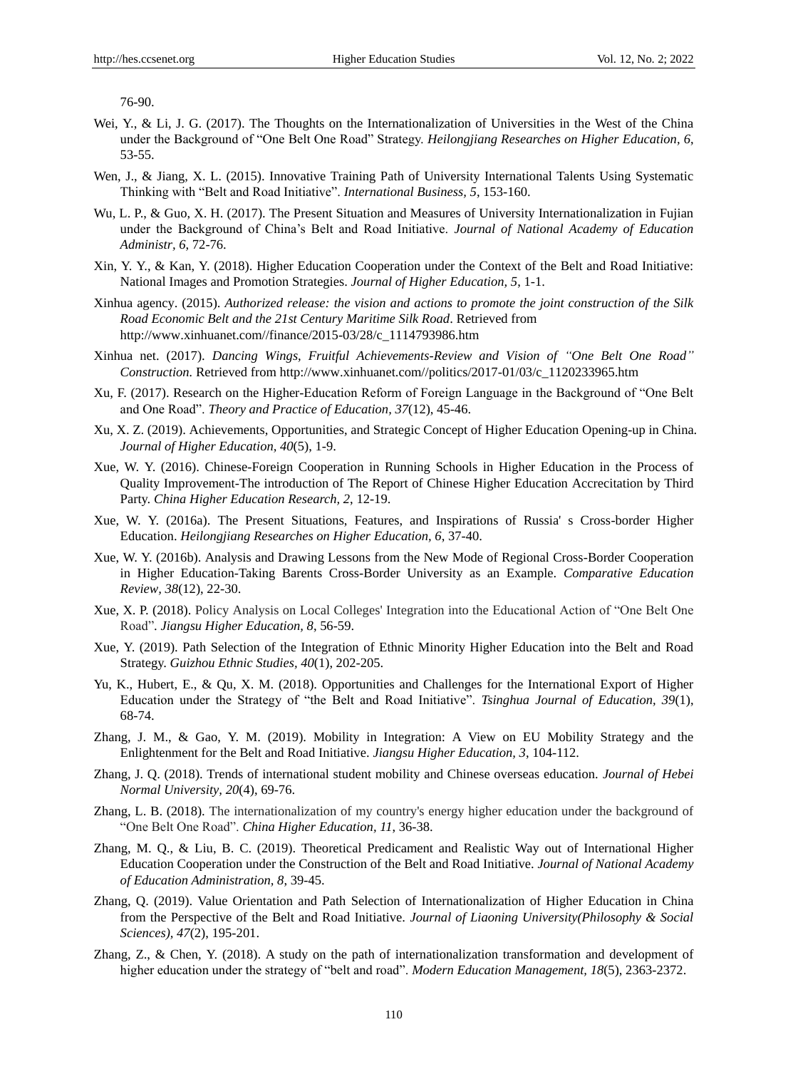76-90.

Wei, Y., & Li, J. G. (2017). The Thoughts on the Internationalization of Universities in the West of the China under the Background of "One Belt One Road" Strategy. *Heilongjiang Researches on Higher Education, 6*, 53-55.

Wen, J., & Jiang, X. L. (2015). Innovative Training Path of University International Talents Using Systematic Thinking with "Belt and Road Initiative". *International Business, 5*, 153-160.

Wu, L. P., & Guo, X. H. (2017). The Present Situation and Measures of University Internationalization in Fujian under the Background of China's Belt and Road Initiative. *Journal of National Academy of Education Administr, 6*, 72-76.

Xin, Y. Y., & Kan, Y. (2018). Higher Education Cooperation under the Context of the Belt and Road Initiative: National Images and Promotion Strategies. *Journal of Higher Education, 5*, 1-1.

Xinhua agency. (2015). *Authorized release: the vision and actions to promote the joint construction of the Silk Road Economic Belt and the 21st Century Maritime Silk Road*. Retrieved from http://www.xinhuanet.com//finance/2015-03/28/c_1114793986.htm

Xinhua net. (2017). *Dancing Wings, Fruitful Achievements-Review and Vision of "One Belt One Road" Construction.* Retrieved from http://www.xinhuanet.com//politics/2017-01/03/c_1120233965.htm

Xu, F. (2017). Research on the Higher-Education Reform of Foreign Language in the Background of "One Belt and One Road". *Theory and Practice of Education, 37*(12), 45-46.

Xu, X. Z. (2019). Achievements, Opportunities, and Strategic Concept of Higher Education Opening-up in China. *Journal of Higher Education, 40*(5), 1-9.

Xue, W. Y. (2016). Chinese-Foreign Cooperation in Running Schools in Higher Education in the Process of Quality Improvement-The introduction of The Report of Chinese Higher Education Accrecitation by Third Party. *China Higher Education Research, 2*, 12-19.

Xue, W. Y. (2016a). The Present Situations, Features, and Inspirations of Russia' s Cross-border Higher Education. *Heilongjiang Researches on Higher Education, 6*, 37-40.

Xue, W. Y. (2016b). Analysis and Drawing Lessons from the New Mode of Regional Cross-Border Cooperation in Higher Education-Taking Barents Cross-Border University as an Example. *Comparative Education Review, 38*(12), 22-30.

Xue, X. P. (2018). Policy Analysis on Local Colleges' Integration into the Educational Action of "One Belt One Road". *Jiangsu Higher Education, 8*, 56-59.

Xue, Y. (2019). Path Selection of the Integration of Ethnic Minority Higher Education into the Belt and Road Strategy. *Guizhou Ethnic Studies, 40*(1), 202-205.

Yu, K., Hubert, E., & Qu, X. M. (2018). Opportunities and Challenges for the International Export of Higher Education under the Strategy of "the Belt and Road Initiative". *Tsinghua Journal of Education, 39*(1), 68-74.

Zhang, J. M., & Gao, Y. M. (2019). Mobility in Integration: A View on EU Mobility Strategy and the Enlightenment for the Belt and Road Initiative. *Jiangsu Higher Education, 3*, 104-112.

Zhang, J. Q. (2018). Trends of international student mobility and Chinese overseas education. *Journal of Hebei Normal University, 20*(4), 69-76.

Zhang, L. B. (2018). The internationalization of my country's energy higher education under the background of "One Belt One Road". *China Higher Education, 11*, 36-38.

Zhang, M. Q., & Liu, B. C. (2019). Theoretical Predicament and Realistic Way out of International Higher Education Cooperation under the Construction of the Belt and Road Initiative. *Journal of National Academy of Education Administration, 8*, 39-45.

Zhang, Q. (2019). Value Orientation and Path Selection of Internationalization of Higher Education in China from the Perspective of the Belt and Road Initiative. *Journal of Liaoning University(Philosophy & Social Sciences), 47*(2), 195-201.

Zhang, Z., & Chen, Y. (2018). A study on the path of internationalization transformation and development of higher education under the strategy of "belt and road". *Modern Education Management, 18*(5), 2363-2372.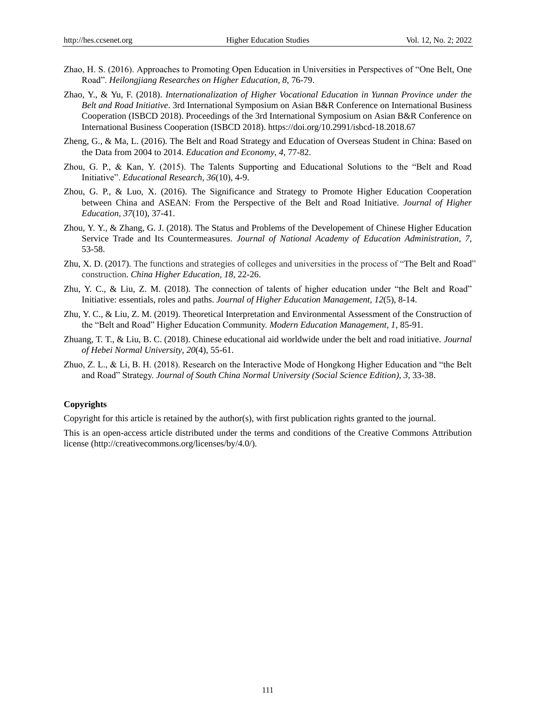Zhao, H. S. (2016). Approaches to Promoting Open Education in Universities in Perspectives of "One Belt, One Road". *Heilongjiang Researches on Higher Education, 8*, 76-79.

Zhao, Y., & Yu, F. (2018). *Internationalization of Higher Vocational Education in Yunnan Province under the Belt and Road Initiative*. 3rd International Symposium on Asian B&R Conference on International Business Cooperation (ISBCD 2018). Proceedings of the 3rd International Symposium on Asian B&R Conference on International Business Cooperation (ISBCD 2018). https://doi.org/10.2991/isbcd-18.2018.67

Zheng, G., & Ma, L. (2016). The Belt and Road Strategy and Education of Overseas Student in China: Based on the Data from 2004 to 2014. *Education and Economy, 4*, 77-82.

Zhou, G. P., & Kan, Y. (2015). The Talents Supporting and Educational Solutions to the "Belt and Road Initiative". *Educational Research, 36*(10), 4-9.

Zhou, G. P., & Luo, X. (2016). The Significance and Strategy to Promote Higher Education Cooperation between China and ASEAN: From the Perspective of the Belt and Road Initiative. *Journal of Higher Education, 37*(10), 37-41.

Zhou, Y. Y., & Zhang, G. J. (2018). The Status and Problems of the Developement of Chinese Higher Education Service Trade and Its Countermeasures. *Journal of National Academy of Education Administration, 7*, 53-58.

Zhu, X. D. (2017). The functions and strategies of colleges and universities in the process of "The Belt and Road" construction. *China Higher Education, 18*, 22-26.

Zhu, Y. C., & Liu, Z. M. (2018). The connection of talents of higher education under "the Belt and Road" Initiative: essentials, roles and paths. *Journal of Higher Education Management, 12*(5), 8-14.

Zhu, Y. C., & Liu, Z. M. (2019). Theoretical Interpretation and Environmental Assessment of the Construction of the "Belt and Road" Higher Education Community. *Modern Education Management, 1*, 85-91.

Zhuang, T. T., & Liu, B. C. (2018). Chinese educational aid worldwide under the belt and road initiative. *Journal of Hebei Normal University, 20*(4), 55-61.

Zhuo, Z. L., & Li, B. H. (2018). Research on the Interactive Mode of Hongkong Higher Education and "the Belt and Road" Strategy. *Journal of South China Normal University (Social Science Edition), 3*, 33-38.

**Copyrights**

Copyright for this article is retained by the author(s), with first publication rights granted to the journal.

This is an open-access article distributed under the terms and conditions of the Creative Commons Attribution license (http://creativecommons.org/licenses/by/4.0/).